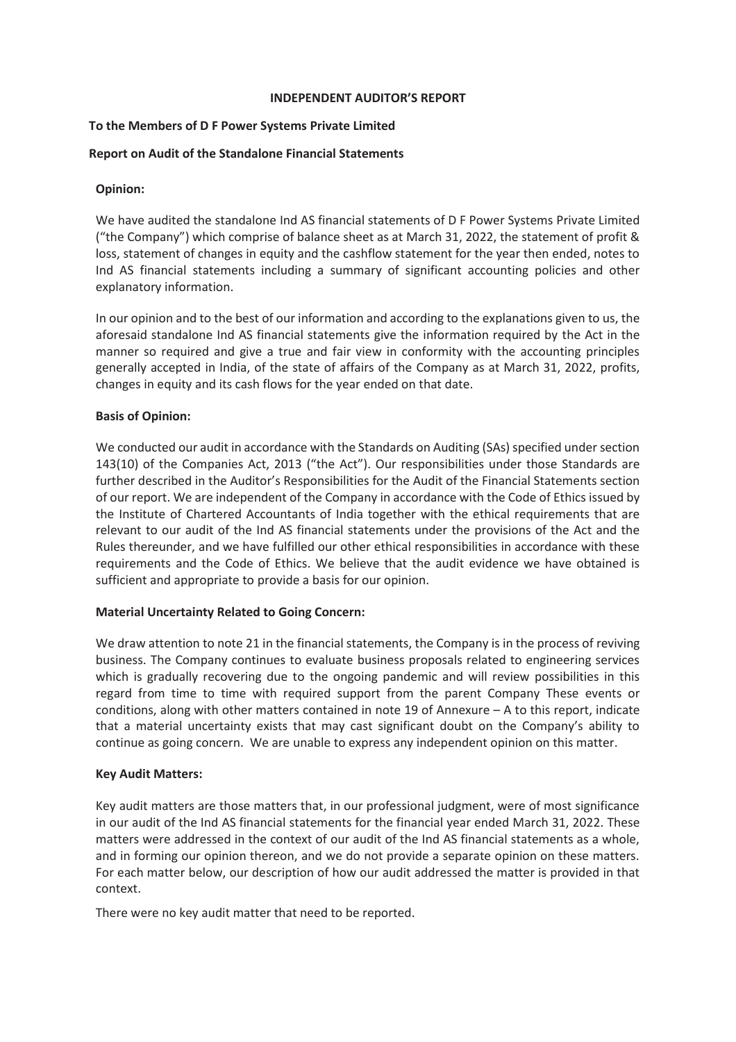# INDEPENDENT AUDITOR'S REPORT

**To the Members of D F Power Systems Private Limited**

**Report on Audit of the Standalone Financial Statements**

**Opinion:**

We have audited the standalone Ind AS financial statements of D F Power Systems Private Limited ("the Company") which comprise of balance sheet as at March 31, 2022, the statement of profit & loss, statement of changes in equity and the cashflow statement for the year then ended, notes to Ind AS financial statements including a summary of significant accounting policies and other explanatory information.

In our opinion and to the best of our information and according to the explanations given to us, the aforesaid standalone Ind AS financial statements give the information required by the Act in the manner so required and give a true and fair view in conformity with the accounting principles generally accepted in India, of the state of affairs of the Company as at March 31, 2022, profits, changes in equity and its cash flows for the year ended on that date.

**Basis of Opinion:**

We conducted our audit in accordance with the Standards on Auditing (SAs) specified under section 143(10) of the Companies Act, 2013 ("the Act"). Our responsibilities under those Standards are further described in the Auditor's Responsibilities for the Audit of the Financial Statements section of our report. We are independent of the Company in accordance with the Code of Ethics issued by the Institute of Chartered Accountants of India together with the ethical requirements that are relevant to our audit of the Ind AS financial statements under the provisions of the Act and the Rules thereunder, and we have fulfilled our other ethical responsibilities in accordance with these requirements and the Code of Ethics. We believe that the audit evidence we have obtained is sufficient and appropriate to provide a basis for our opinion.

**Material Uncertainty Related to Going Concern:**

We draw attention to note 21 in the financial statements, the Company is in the process of reviving business. The Company continues to evaluate business proposals related to engineering services which is gradually recovering due to the ongoing pandemic and will review possibilities in this regard from time to time with required support from the parent Company These events or conditions, along with other matters contained in note 19 of Annexure – A to this report, indicate that a material uncertainty exists that may cast significant doubt on the Company's ability to continue as going concern. We are unable to express any independent opinion on this matter.

**Key Audit Matters:**

Key audit matters are those matters that, in our professional judgment, were of most significance in our audit of the Ind AS financial statements for the financial year ended March 31, 2022. These matters were addressed in the context of our audit of the Ind AS financial statements as a whole, and in forming our opinion thereon, and we do not provide a separate opinion on these matters. For each matter below, our description of how our audit addressed the matter is provided in that context.

There were no key audit matter that need to be reported.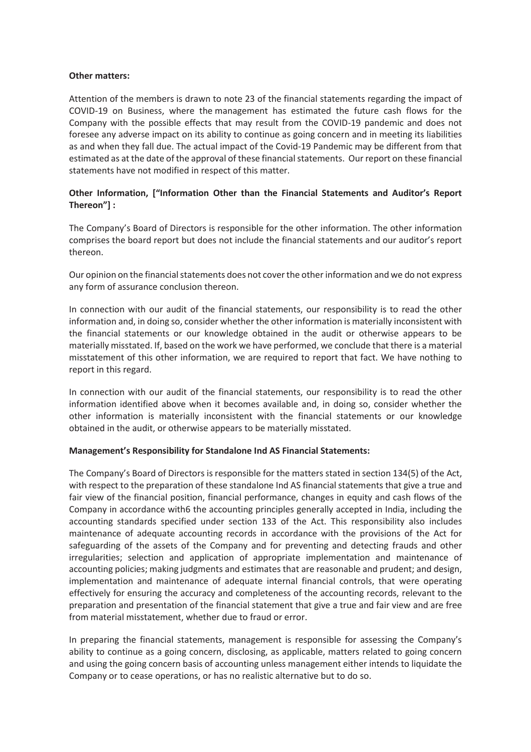**Other matters:**

Attention of the members is drawn to note 23 of the financial statements regarding the impact of COVID-19 on Business, where the management has estimated the future cash flows for the Company with the possible effects that may result from the COVID-19 pandemic and does not foresee any adverse impact on its ability to continue as going concern and in meeting its liabilities as and when they fall due. The actual impact of the Covid-19 Pandemic may be different from that estimated as at the date of the approval of these financial statements. Our report on these financial statements have not modified in respect of this matter.

**Other Information, ["Information Other than the Financial Statements and Auditor's Report Thereon"] :**

The Company's Board of Directors is responsible for the other information. The other information comprises the board report but does not include the financial statements and our auditor's report thereon.

Our opinion on the financial statements does not cover the other information and we do not express any form of assurance conclusion thereon.

In connection with our audit of the financial statements, our responsibility is to read the other information and, in doing so, consider whether the other information is materially inconsistent with the financial statements or our knowledge obtained in the audit or otherwise appears to be materially misstated. If, based on the work we have performed, we conclude that there is a material misstatement of this other information, we are required to report that fact. We have nothing to report in this regard.

In connection with our audit of the financial statements, our responsibility is to read the other information identified above when it becomes available and, in doing so, consider whether the other information is materially inconsistent with the financial statements or our knowledge obtained in the audit, or otherwise appears to be materially misstated.

**Management's Responsibility for Standalone Ind AS Financial Statements:**

The Company's Board of Directors is responsible for the matters stated in section 134(5) of the Act, with respect to the preparation of these standalone Ind AS financial statements that give a true and fair view of the financial position, financial performance, changes in equity and cash flows of the Company in accordance with6 the accounting principles generally accepted in India, including the accounting standards specified under section 133 of the Act. This responsibility also includes maintenance of adequate accounting records in accordance with the provisions of the Act for safeguarding of the assets of the Company and for preventing and detecting frauds and other irregularities; selection and application of appropriate implementation and maintenance of accounting policies; making judgments and estimates that are reasonable and prudent; and design, implementation and maintenance of adequate internal financial controls, that were operating effectively for ensuring the accuracy and completeness of the accounting records, relevant to the preparation and presentation of the financial statement that give a true and fair view and are free from material misstatement, whether due to fraud or error.

In preparing the financial statements, management is responsible for assessing the Company's ability to continue as a going concern, disclosing, as applicable, matters related to going concern and using the going concern basis of accounting unless management either intends to liquidate the Company or to cease operations, or has no realistic alternative but to do so.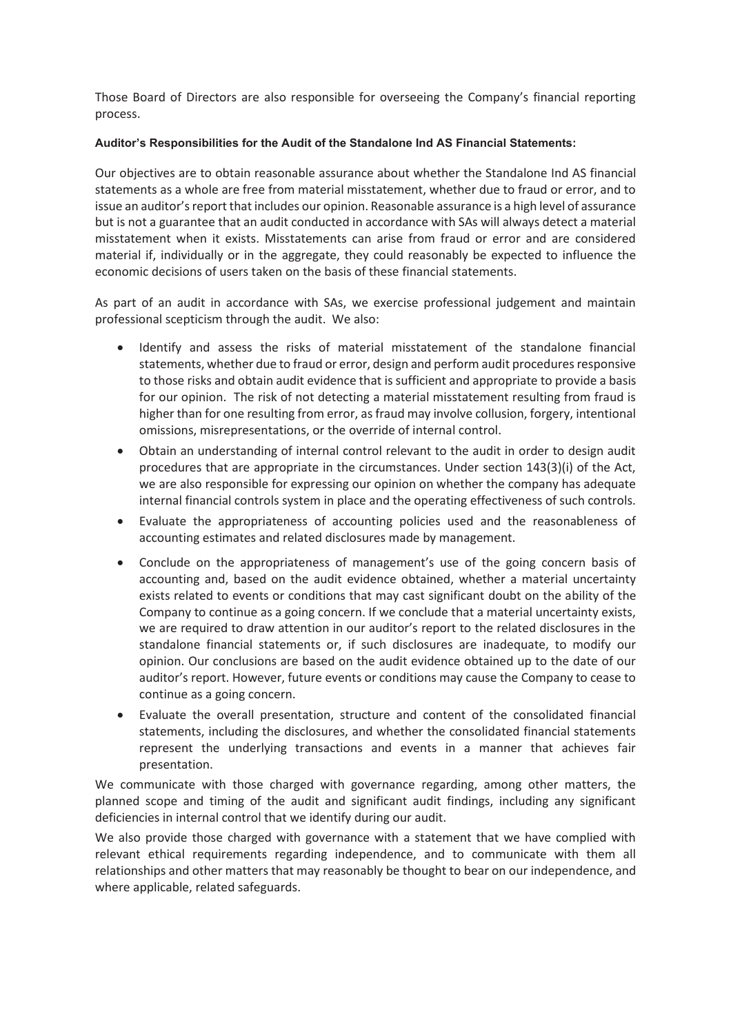Those Board of Directors are also responsible for overseeing the Company's financial reporting process.

**Auditor's Responsibilities for the Audit of the Standalone Ind AS Financial Statements:**

Our objectives are to obtain reasonable assurance about whether the Standalone Ind AS financial statements as a whole are free from material misstatement, whether due to fraud or error, and to issue an auditor's report that includes our opinion. Reasonable assurance is a high level of assurance but is not a guarantee that an audit conducted in accordance with SAs will always detect a material misstatement when it exists. Misstatements can arise from fraud or error and are considered material if, individually or in the aggregate, they could reasonably be expected to influence the economic decisions of users taken on the basis of these financial statements.

As part of an audit in accordance with SAs, we exercise professional judgement and maintain professional scepticism through the audit. We also:

- Identify and assess the risks of material misstatement of the standalone financial statements, whether due to fraud or error, design and perform audit procedures responsive to those risks and obtain audit evidence that is sufficient and appropriate to provide a basis for our opinion. The risk of not detecting a material misstatement resulting from fraud is higher than for one resulting from error, as fraud may involve collusion, forgery, intentional omissions, misrepresentations, or the override of internal control.
- Obtain an understanding of internal control relevant to the audit in order to design audit procedures that are appropriate in the circumstances. Under section 143(3)(i) of the Act, we are also responsible for expressing our opinion on whether the company has adequate internal financial controls system in place and the operating effectiveness of such controls.
- Evaluate the appropriateness of accounting policies used and the reasonableness of accounting estimates and related disclosures made by management.
- Conclude on the appropriateness of management's use of the going concern basis of accounting and, based on the audit evidence obtained, whether a material uncertainty exists related to events or conditions that may cast significant doubt on the ability of the Company to continue as a going concern. If we conclude that a material uncertainty exists, we are required to draw attention in our auditor's report to the related disclosures in the standalone financial statements or, if such disclosures are inadequate, to modify our opinion. Our conclusions are based on the audit evidence obtained up to the date of our auditor's report. However, future events or conditions may cause the Company to cease to continue as a going concern.
- Evaluate the overall presentation, structure and content of the consolidated financial statements, including the disclosures, and whether the consolidated financial statements represent the underlying transactions and events in a manner that achieves fair presentation.

We communicate with those charged with governance regarding, among other matters, the planned scope and timing of the audit and significant audit findings, including any significant deficiencies in internal control that we identify during our audit.

We also provide those charged with governance with a statement that we have complied with relevant ethical requirements regarding independence, and to communicate with them all relationships and other matters that may reasonably be thought to bear on our independence, and where applicable, related safeguards.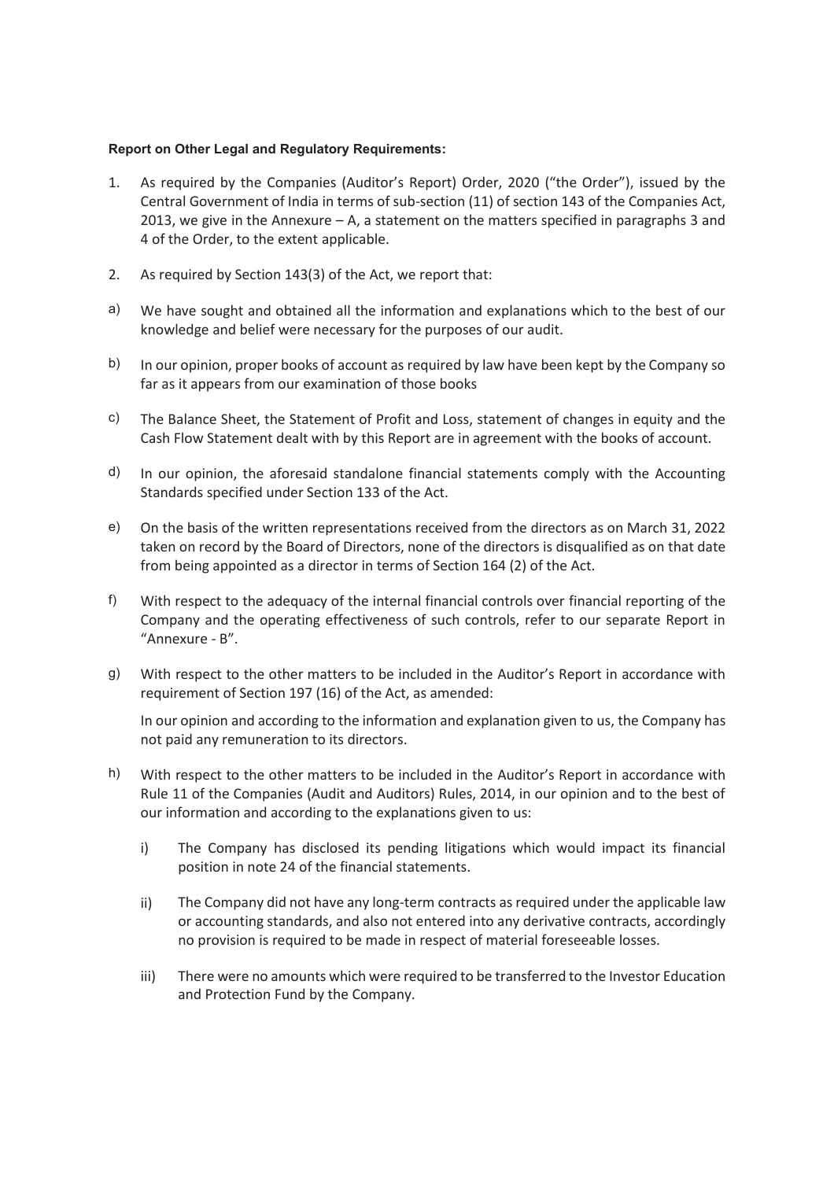**Report on Other Legal and Regulatory Requirements:**

1. As required by the Companies (Auditor's Report) Order, 2020 ("the Order"), issued by the Central Government of India in terms of sub-section (11) of section 143 of the Companies Act, 2013, we give in the Annexure – A, a statement on the matters specified in paragraphs 3 and 4 of the Order, to the extent applicable.

2. As required by Section 143(3) of the Act, we report that:

a) We have sought and obtained all the information and explanations which to the best of our knowledge and belief were necessary for the purposes of our audit.

b) In our opinion, proper books of account as required by law have been kept by the Company so far as it appears from our examination of those books

c) The Balance Sheet, the Statement of Profit and Loss, statement of changes in equity and the Cash Flow Statement dealt with by this Report are in agreement with the books of account.

d) In our opinion, the aforesaid standalone financial statements comply with the Accounting Standards specified under Section 133 of the Act.

e) On the basis of the written representations received from the directors as on March 31, 2022 taken on record by the Board of Directors, none of the directors is disqualified as on that date from being appointed as a director in terms of Section 164 (2) of the Act.

f) With respect to the adequacy of the internal financial controls over financial reporting of the Company and the operating effectiveness of such controls, refer to our separate Report in "Annexure - B".

g) With respect to the other matters to be included in the Auditor's Report in accordance with requirement of Section 197 (16) of the Act, as amended:

   In our opinion and according to the information and explanation given to us, the Company has not paid any remuneration to its directors.

h) With respect to the other matters to be included in the Auditor's Report in accordance with Rule 11 of the Companies (Audit and Auditors) Rules, 2014, in our opinion and to the best of our information and according to the explanations given to us:

   i) The Company has disclosed its pending litigations which would impact its financial position in note 24 of the financial statements.

   ii) The Company did not have any long-term contracts as required under the applicable law or accounting standards, and also not entered into any derivative contracts, accordingly no provision is required to be made in respect of material foreseeable losses.

   iii) There were no amounts which were required to be transferred to the Investor Education and Protection Fund by the Company.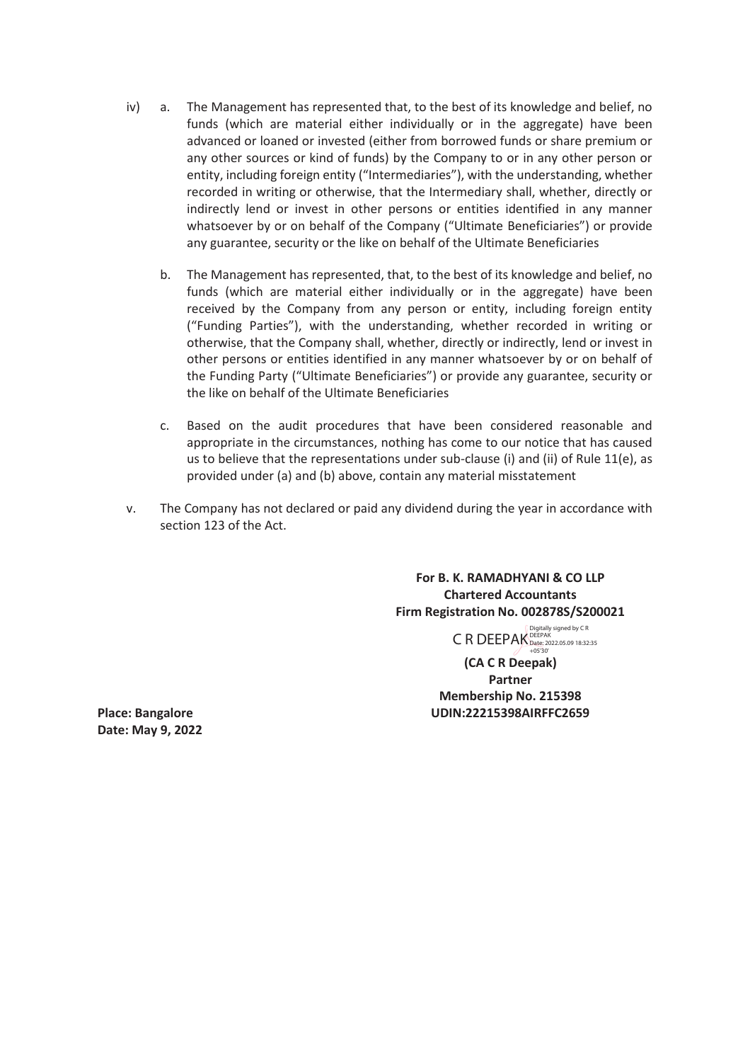iv) a. The Management has represented that, to the best of its knowledge and belief, no funds (which are material either individually or in the aggregate) have been advanced or loaned or invested (either from borrowed funds or share premium or any other sources or kind of funds) by the Company to or in any other person or entity, including foreign entity ("Intermediaries"), with the understanding, whether recorded in writing or otherwise, that the Intermediary shall, whether, directly or indirectly lend or invest in other persons or entities identified in any manner whatsoever by or on behalf of the Company ("Ultimate Beneficiaries") or provide any guarantee, security or the like on behalf of the Ultimate Beneficiaries

b. The Management has represented, that, to the best of its knowledge and belief, no funds (which are material either individually or in the aggregate) have been received by the Company from any person or entity, including foreign entity ("Funding Parties"), with the understanding, whether recorded in writing or otherwise, that the Company shall, whether, directly or indirectly, lend or invest in other persons or entities identified in any manner whatsoever by or on behalf of the Funding Party ("Ultimate Beneficiaries") or provide any guarantee, security or the like on behalf of the Ultimate Beneficiaries

c. Based on the audit procedures that have been considered reasonable and appropriate in the circumstances, nothing has come to our notice that has caused us to believe that the representations under sub-clause (i) and (ii) of Rule 11(e), as provided under (a) and (b) above, contain any material misstatement

v. The Company has not declared or paid any dividend during the year in accordance with section 123 of the Act.

**For B. K. RAMADHYANI & CO LLP**
**Chartered Accountants**
**Firm Registration No. 002878S/S200021**

C R DEEPAK Digitally signed by C R DEEPAK Date: 2022.05.09 18:32:35 +05'30'

**(CA C R Deepak)**
**Partner**
**Membership No. 215398**
**UDIN:22215398AIRFFC2659**

**Place: Bangalore**
**Date: May 9, 2022**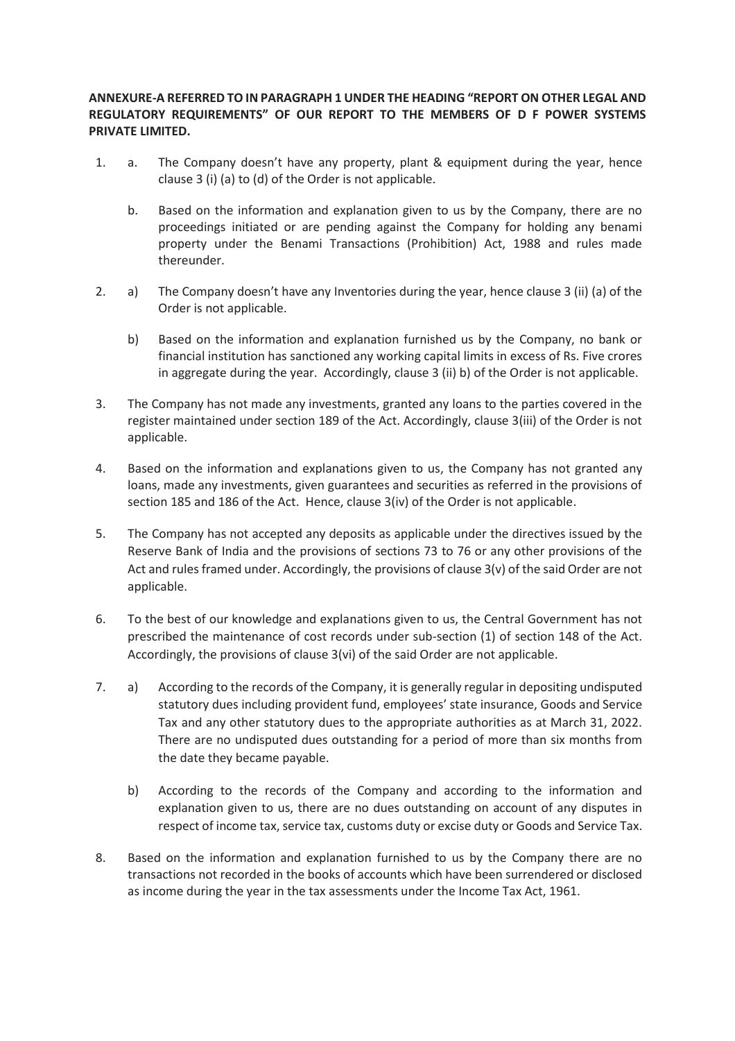**ANNEXURE-A REFERRED TO IN PARAGRAPH 1 UNDER THE HEADING "REPORT ON OTHER LEGAL AND REGULATORY REQUIREMENTS" OF OUR REPORT TO THE MEMBERS OF D F POWER SYSTEMS PRIVATE LIMITED.**

1. a. The Company doesn't have any property, plant & equipment during the year, hence clause 3 (i) (a) to (d) of the Order is not applicable.

   b. Based on the information and explanation given to us by the Company, there are no proceedings initiated or are pending against the Company for holding any benami property under the Benami Transactions (Prohibition) Act, 1988 and rules made thereunder.

2. a) The Company doesn't have any Inventories during the year, hence clause 3 (ii) (a) of the Order is not applicable.

   b) Based on the information and explanation furnished us by the Company, no bank or financial institution has sanctioned any working capital limits in excess of Rs. Five crores in aggregate during the year. Accordingly, clause 3 (ii) b) of the Order is not applicable.

3. The Company has not made any investments, granted any loans to the parties covered in the register maintained under section 189 of the Act. Accordingly, clause 3(iii) of the Order is not applicable.

4. Based on the information and explanations given to us, the Company has not granted any loans, made any investments, given guarantees and securities as referred in the provisions of section 185 and 186 of the Act. Hence, clause 3(iv) of the Order is not applicable.

5. The Company has not accepted any deposits as applicable under the directives issued by the Reserve Bank of India and the provisions of sections 73 to 76 or any other provisions of the Act and rules framed under. Accordingly, the provisions of clause 3(v) of the said Order are not applicable.

6. To the best of our knowledge and explanations given to us, the Central Government has not prescribed the maintenance of cost records under sub-section (1) of section 148 of the Act. Accordingly, the provisions of clause 3(vi) of the said Order are not applicable.

7. a) According to the records of the Company, it is generally regular in depositing undisputed statutory dues including provident fund, employees' state insurance, Goods and Service Tax and any other statutory dues to the appropriate authorities as at March 31, 2022. There are no undisputed dues outstanding for a period of more than six months from the date they became payable.

   b) According to the records of the Company and according to the information and explanation given to us, there are no dues outstanding on account of any disputes in respect of income tax, service tax, customs duty or excise duty or Goods and Service Tax.

8. Based on the information and explanation furnished to us by the Company there are no transactions not recorded in the books of accounts which have been surrendered or disclosed as income during the year in the tax assessments under the Income Tax Act, 1961.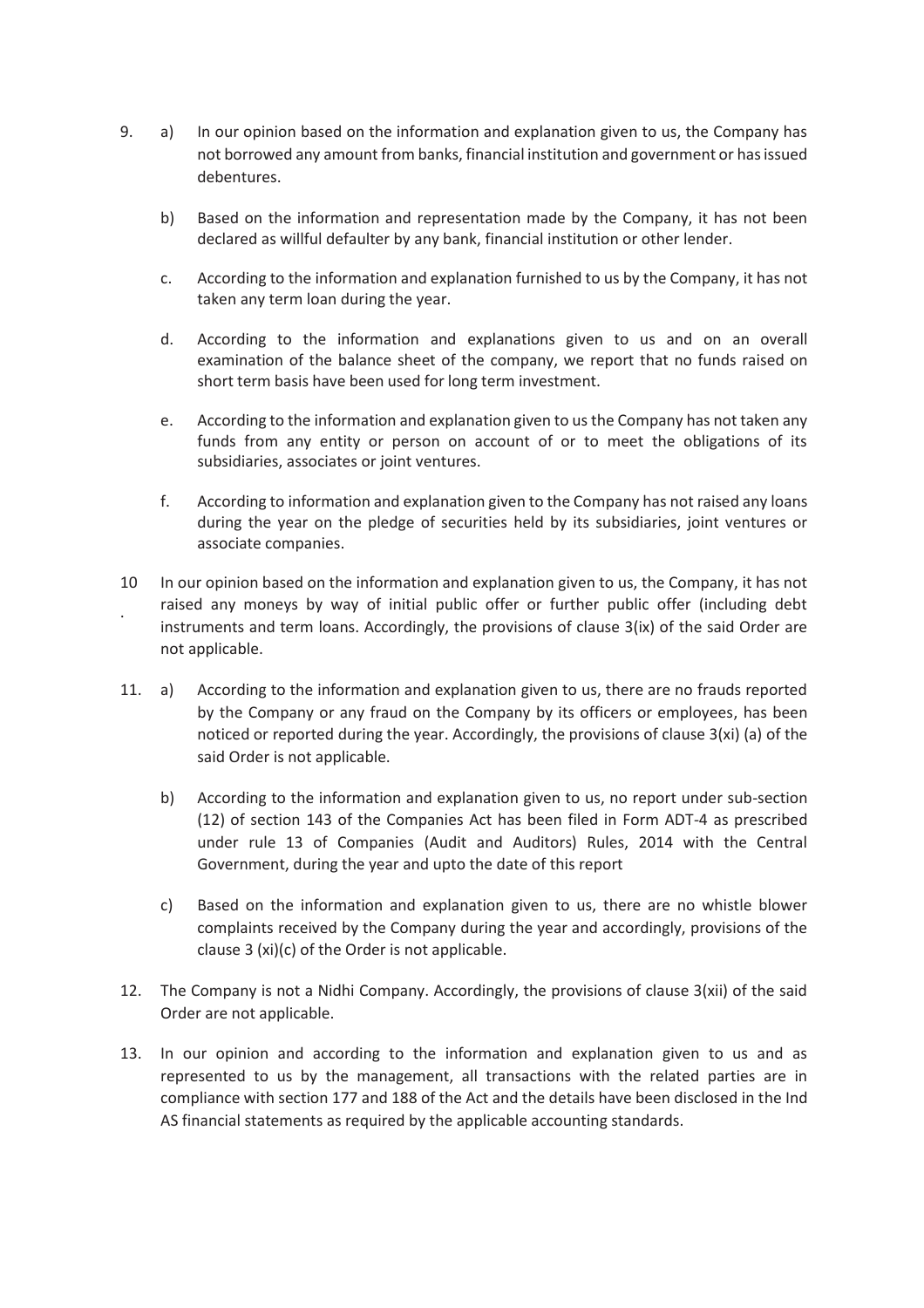9. a) In our opinion based on the information and explanation given to us, the Company has not borrowed any amount from banks, financial institution and government or has issued debentures.

   b) Based on the information and representation made by the Company, it has not been declared as willful defaulter by any bank, financial institution or other lender.

   c. According to the information and explanation furnished to us by the Company, it has not taken any term loan during the year.

   d. According to the information and explanations given to us and on an overall examination of the balance sheet of the company, we report that no funds raised on short term basis have been used for long term investment.

   e. According to the information and explanation given to us the Company has not taken any funds from any entity or person on account of or to meet the obligations of its subsidiaries, associates or joint ventures.

   f. According to information and explanation given to the Company has not raised any loans during the year on the pledge of securities held by its subsidiaries, joint ventures or associate companies.

10. In our opinion based on the information and explanation given to us, the Company, it has not raised any moneys by way of initial public offer or further public offer (including debt instruments and term loans. Accordingly, the provisions of clause 3(ix) of the said Order are not applicable.

11. a) According to the information and explanation given to us, there are no frauds reported by the Company or any fraud on the Company by its officers or employees, has been noticed or reported during the year. Accordingly, the provisions of clause 3(xi) (a) of the said Order is not applicable.

    b) According to the information and explanation given to us, no report under sub-section (12) of section 143 of the Companies Act has been filed in Form ADT-4 as prescribed under rule 13 of Companies (Audit and Auditors) Rules, 2014 with the Central Government, during the year and upto the date of this report

    c) Based on the information and explanation given to us, there are no whistle blower complaints received by the Company during the year and accordingly, provisions of the clause 3 (xi)(c) of the Order is not applicable.

12. The Company is not a Nidhi Company. Accordingly, the provisions of clause 3(xii) of the said Order are not applicable.

13. In our opinion and according to the information and explanation given to us and as represented to us by the management, all transactions with the related parties are in compliance with section 177 and 188 of the Act and the details have been disclosed in the Ind AS financial statements as required by the applicable accounting standards.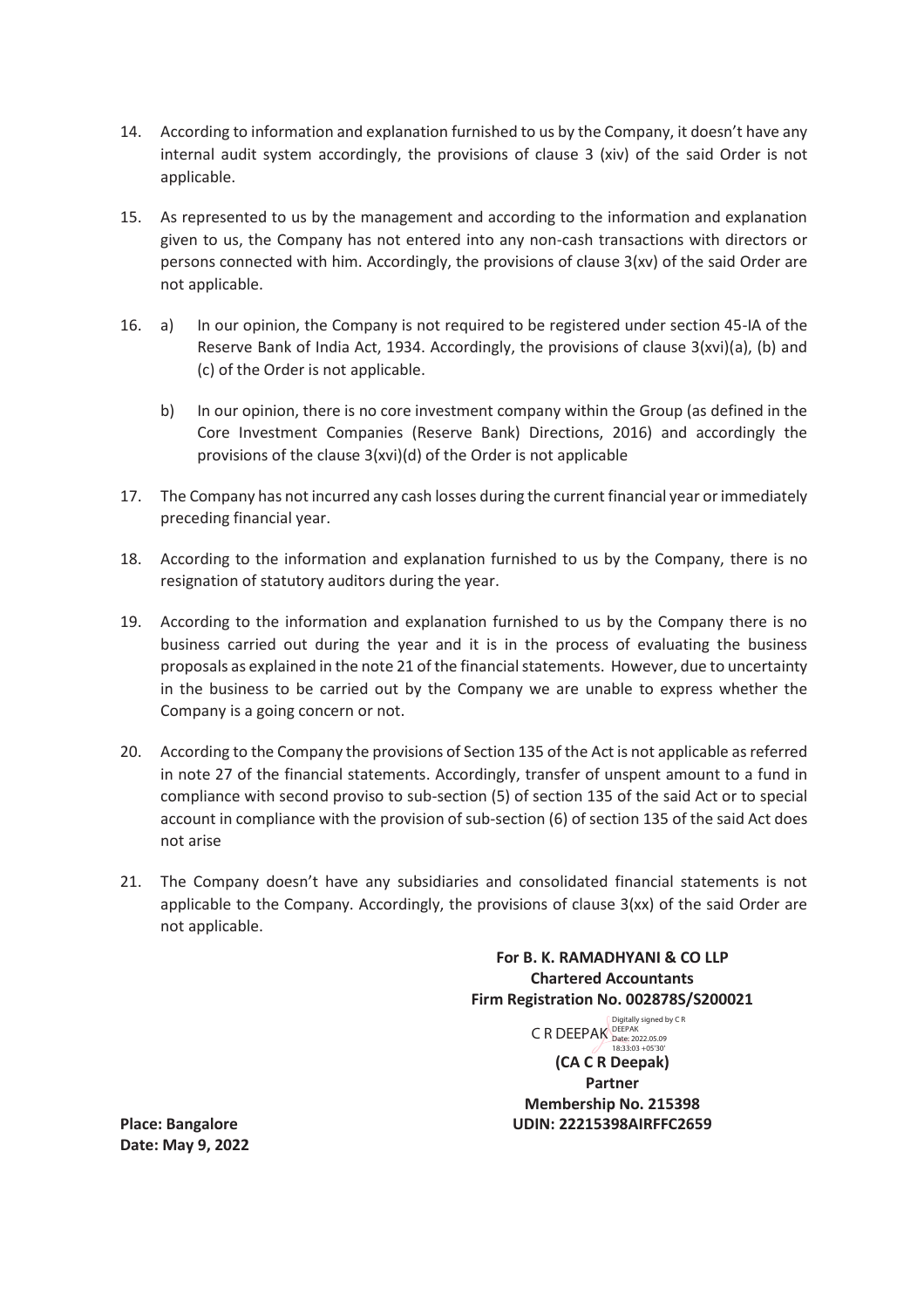14. According to information and explanation furnished to us by the Company, it doesn't have any internal audit system accordingly, the provisions of clause 3 (xiv) of the said Order is not applicable.

15. As represented to us by the management and according to the information and explanation given to us, the Company has not entered into any non-cash transactions with directors or persons connected with him. Accordingly, the provisions of clause 3(xv) of the said Order are not applicable.

16. a) In our opinion, the Company is not required to be registered under section 45-IA of the Reserve Bank of India Act, 1934. Accordingly, the provisions of clause 3(xvi)(a), (b) and (c) of the Order is not applicable.

    b) In our opinion, there is no core investment company within the Group (as defined in the Core Investment Companies (Reserve Bank) Directions, 2016) and accordingly the provisions of the clause 3(xvi)(d) of the Order is not applicable

17. The Company has not incurred any cash losses during the current financial year or immediately preceding financial year.

18. According to the information and explanation furnished to us by the Company, there is no resignation of statutory auditors during the year.

19. According to the information and explanation furnished to us by the Company there is no business carried out during the year and it is in the process of evaluating the business proposals as explained in the note 21 of the financial statements. However, due to uncertainty in the business to be carried out by the Company we are unable to express whether the Company is a going concern or not.

20. According to the Company the provisions of Section 135 of the Act is not applicable as referred in note 27 of the financial statements. Accordingly, transfer of unspent amount to a fund in compliance with second proviso to sub-section (5) of section 135 of the said Act or to special account in compliance with the provision of sub-section (6) of section 135 of the said Act does not arise

21. The Company doesn't have any subsidiaries and consolidated financial statements is not applicable to the Company. Accordingly, the provisions of clause 3(xx) of the said Order are not applicable.

**For B. K. RAMADHYANI & CO LLP**
**Chartered Accountants**
**Firm Registration No. 002878S/S200021**

C R DEEPAK Digitally signed by C R DEEPAK Date: 2022.05.09 18:33:03 +05'30'

**(CA C R Deepak)**
**Partner**
**Membership No. 215398**
**UDIN: 22215398AIRFFC2659**

**Place: Bangalore**
**Date: May 9, 2022**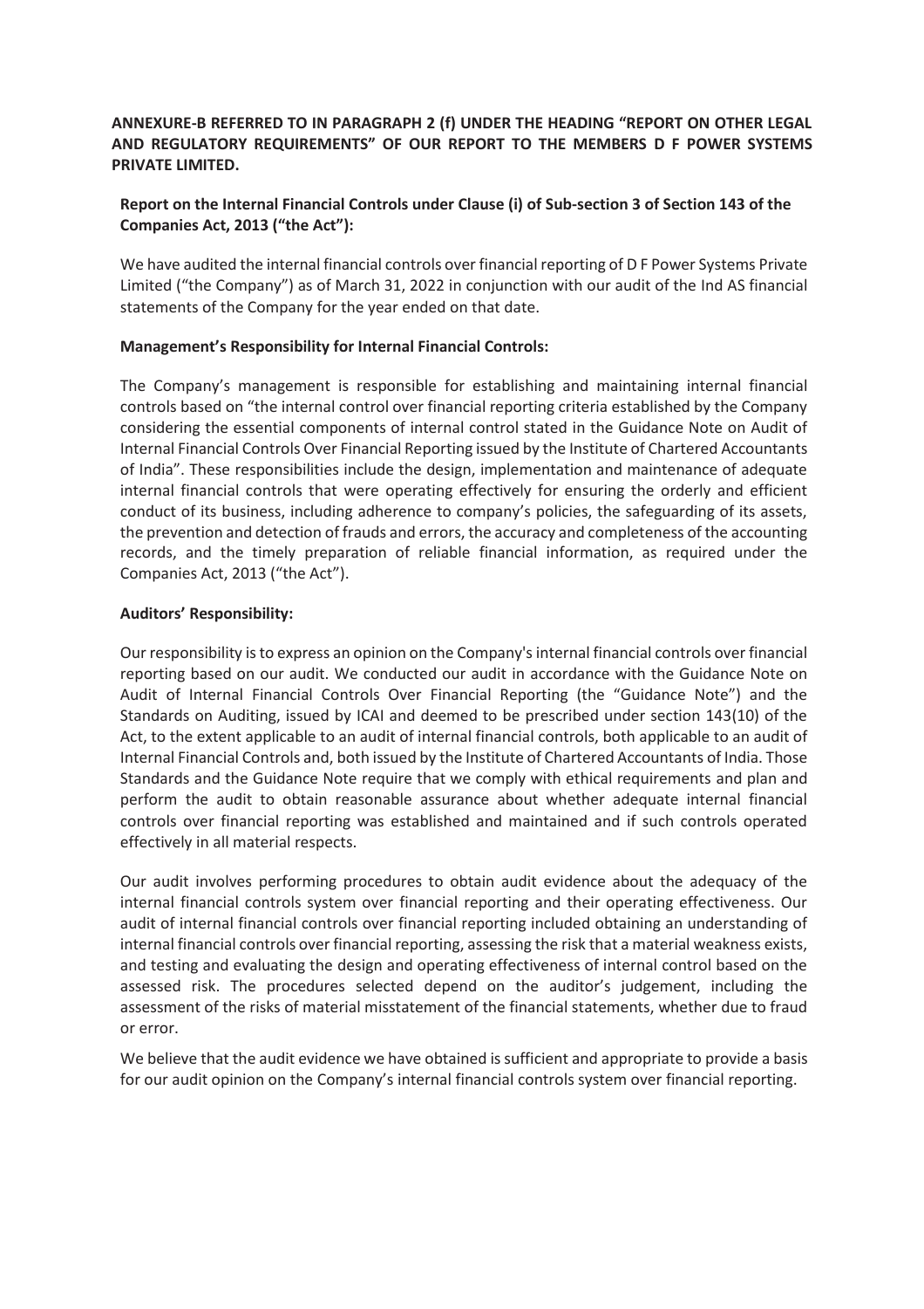**ANNEXURE-B REFERRED TO IN PARAGRAPH 2 (f) UNDER THE HEADING "REPORT ON OTHER LEGAL AND REGULATORY REQUIREMENTS" OF OUR REPORT TO THE MEMBERS D F POWER SYSTEMS PRIVATE LIMITED.**

**Report on the Internal Financial Controls under Clause (i) of Sub-section 3 of Section 143 of the Companies Act, 2013 ("the Act"):**

We have audited the internal financial controls over financial reporting of D F Power Systems Private Limited ("the Company") as of March 31, 2022 in conjunction with our audit of the Ind AS financial statements of the Company for the year ended on that date.

**Management's Responsibility for Internal Financial Controls:**

The Company's management is responsible for establishing and maintaining internal financial controls based on "the internal control over financial reporting criteria established by the Company considering the essential components of internal control stated in the Guidance Note on Audit of Internal Financial Controls Over Financial Reporting issued by the Institute of Chartered Accountants of India". These responsibilities include the design, implementation and maintenance of adequate internal financial controls that were operating effectively for ensuring the orderly and efficient conduct of its business, including adherence to company's policies, the safeguarding of its assets, the prevention and detection of frauds and errors, the accuracy and completeness of the accounting records, and the timely preparation of reliable financial information, as required under the Companies Act, 2013 ("the Act").

**Auditors' Responsibility:**

Our responsibility is to express an opinion on the Company's internal financial controls over financial reporting based on our audit. We conducted our audit in accordance with the Guidance Note on Audit of Internal Financial Controls Over Financial Reporting (the "Guidance Note") and the Standards on Auditing, issued by ICAI and deemed to be prescribed under section 143(10) of the Act, to the extent applicable to an audit of internal financial controls, both applicable to an audit of Internal Financial Controls and, both issued by the Institute of Chartered Accountants of India. Those Standards and the Guidance Note require that we comply with ethical requirements and plan and perform the audit to obtain reasonable assurance about whether adequate internal financial controls over financial reporting was established and maintained and if such controls operated effectively in all material respects.

Our audit involves performing procedures to obtain audit evidence about the adequacy of the internal financial controls system over financial reporting and their operating effectiveness. Our audit of internal financial controls over financial reporting included obtaining an understanding of internal financial controls over financial reporting, assessing the risk that a material weakness exists, and testing and evaluating the design and operating effectiveness of internal control based on the assessed risk. The procedures selected depend on the auditor's judgement, including the assessment of the risks of material misstatement of the financial statements, whether due to fraud or error.

We believe that the audit evidence we have obtained is sufficient and appropriate to provide a basis for our audit opinion on the Company's internal financial controls system over financial reporting.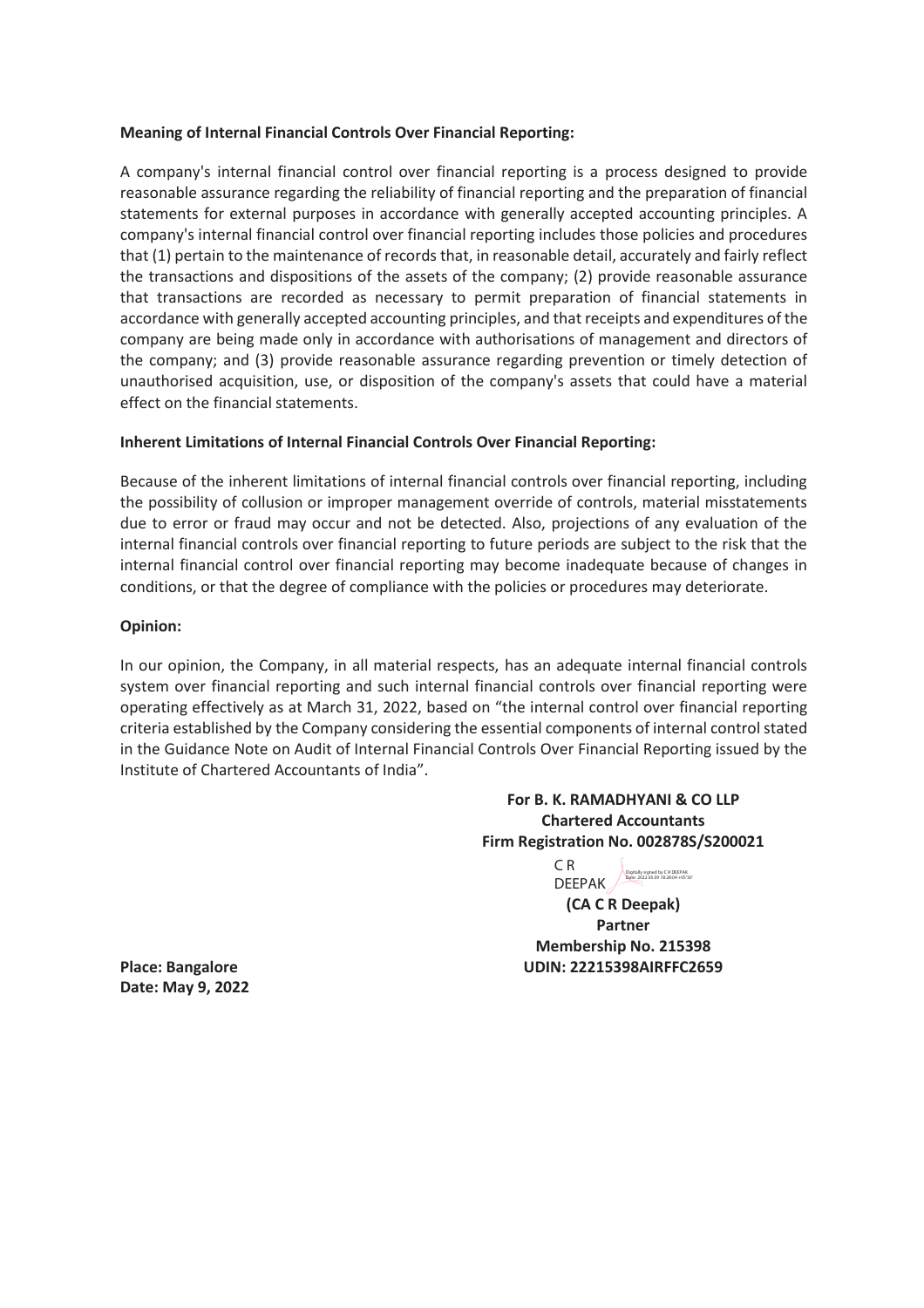**Meaning of Internal Financial Controls Over Financial Reporting:**

A company's internal financial control over financial reporting is a process designed to provide reasonable assurance regarding the reliability of financial reporting and the preparation of financial statements for external purposes in accordance with generally accepted accounting principles. A company's internal financial control over financial reporting includes those policies and procedures that (1) pertain to the maintenance of records that, in reasonable detail, accurately and fairly reflect the transactions and dispositions of the assets of the company; (2) provide reasonable assurance that transactions are recorded as necessary to permit preparation of financial statements in accordance with generally accepted accounting principles, and that receipts and expenditures of the company are being made only in accordance with authorisations of management and directors of the company; and (3) provide reasonable assurance regarding prevention or timely detection of unauthorised acquisition, use, or disposition of the company's assets that could have a material effect on the financial statements.

**Inherent Limitations of Internal Financial Controls Over Financial Reporting:**

Because of the inherent limitations of internal financial controls over financial reporting, including the possibility of collusion or improper management override of controls, material misstatements due to error or fraud may occur and not be detected. Also, projections of any evaluation of the internal financial controls over financial reporting to future periods are subject to the risk that the internal financial control over financial reporting may become inadequate because of changes in conditions, or that the degree of compliance with the policies or procedures may deteriorate.

**Opinion:**

In our opinion, the Company, in all material respects, has an adequate internal financial controls system over financial reporting and such internal financial controls over financial reporting were operating effectively as at March 31, 2022, based on "the internal control over financial reporting criteria established by the Company considering the essential components of internal control stated in the Guidance Note on Audit of Internal Financial Controls Over Financial Reporting issued by the Institute of Chartered Accountants of India".

**For B. K. RAMADHYANI & CO LLP**
**Chartered Accountants**
**Firm Registration No. 002878S/S200021**

C R DEEPAK

Digitally signed by C R DEEPAK
Date: 2022.05.09 18:28:04 +05'30'

**(CA C R Deepak)**
**Partner**
**Membership No. 215398**
**UDIN: 22215398AIRFFC2659**

**Place: Bangalore**
**Date: May 9, 2022**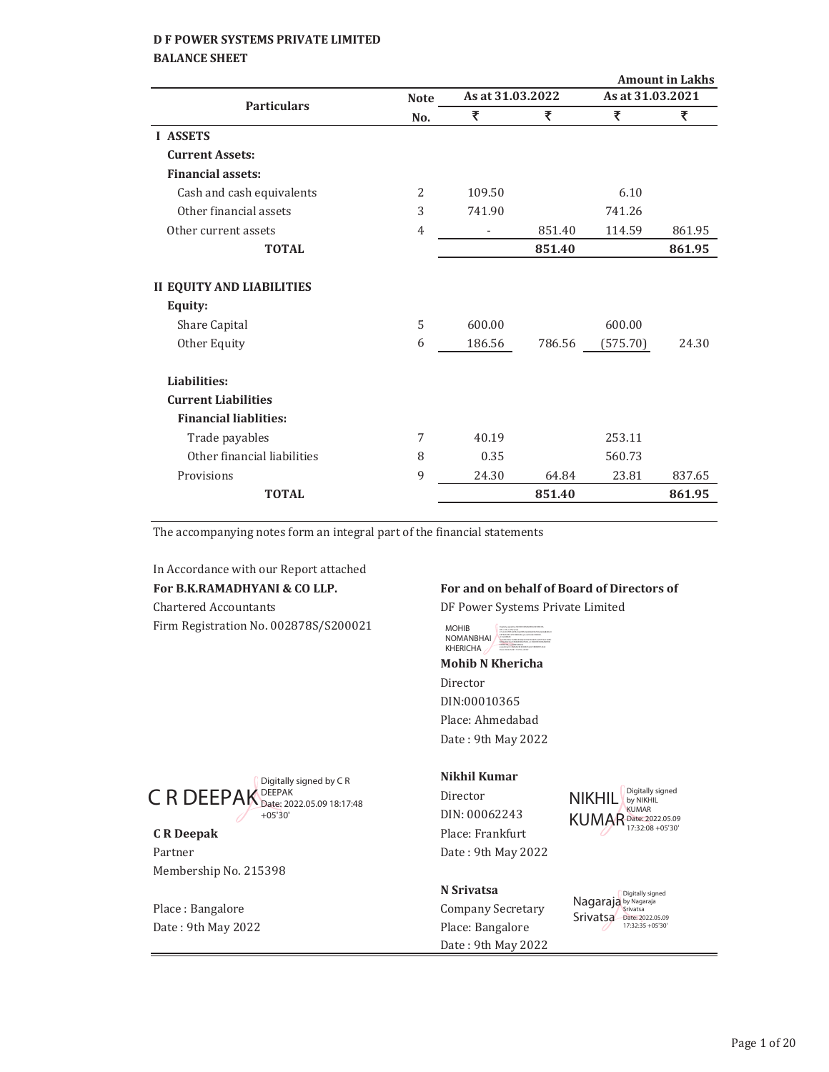**D F POWER SYSTEMS PRIVATE LIMITED**

**BALANCE SHEET**

Amount in Lakhs

| Particulars | Note No. | As at 31.03.2022 | | As at 31.03.2021 | |
|---|---|---|---|---|---|
| | | ₹ | ₹ | ₹ | ₹ |
| **I ASSETS** | | | | | |
| **Current Assets:** | | | | | |
| **Financial assets:** | | | | | |
| Cash and cash equivalents | 2 | 109.50 | | 6.10 | |
| Other financial assets | 3 | 741.90 | | 741.26 | |
| Other current assets | 4 | - | 851.40 | 114.59 | 861.95 |
| **TOTAL** | | | **851.40** | | **861.95** |
| **II EQUITY AND LIABILITIES** | | | | | |
| **Equity:** | | | | | |
| Share Capital | 5 | 600.00 | | 600.00 | |
| Other Equity | 6 | 186.56 | 786.56 | (575.70) | 24.30 |
| **Liabilities:** | | | | | |
| **Current Liabilities** | | | | | |
| **Financial liablities:** | | | | | |
| Trade payables | 7 | 40.19 | | 253.11 | |
| Other financial liabilities | 8 | 0.35 | | 560.73 | |
| Provisions | 9 | 24.30 | 64.84 | 23.81 | 837.65 |
| **TOTAL** | | | **851.40** | | **861.95** |

The accompanying notes form an integral part of the financial statements

In Accordance with our Report attached

**For B.K.RAMADHYANI & CO LLP.**

Chartered Accountants

Firm Registration No. 002878S/S200021

C R DEEPAK — Digitally signed by C R DEEPAK Date: 2022.05.09 18:17:48 +05'30'

**C R Deepak**

Partner

Membership No. 215398

Place : Bangalore

Date : 9th May 2022

**For and on behalf of Board of Directors of**

DF Power Systems Private Limited

MOHIB NOMANBHAI KHERICHA (digitally signed)

**Mohib N Khericha**

Director

DIN:00010365

Place: Ahmedabad

Date : 9th May 2022

**Nikhil Kumar**

Director

DIN: 00062243

Place: Frankfurt

Date : 9th May 2022

NIKHIL KUMAR — Digitally signed by NIKHIL KUMAR Date: 2022.05.09 17:32:08 +05'30'

**N Srivatsa**

Company Secretary

Place: Bangalore

Date : 9th May 2022

Nagaraja Srivatsa — Digitally signed by Nagaraja Srivatsa Date: 2022.05.09 17:32:35 +05'30'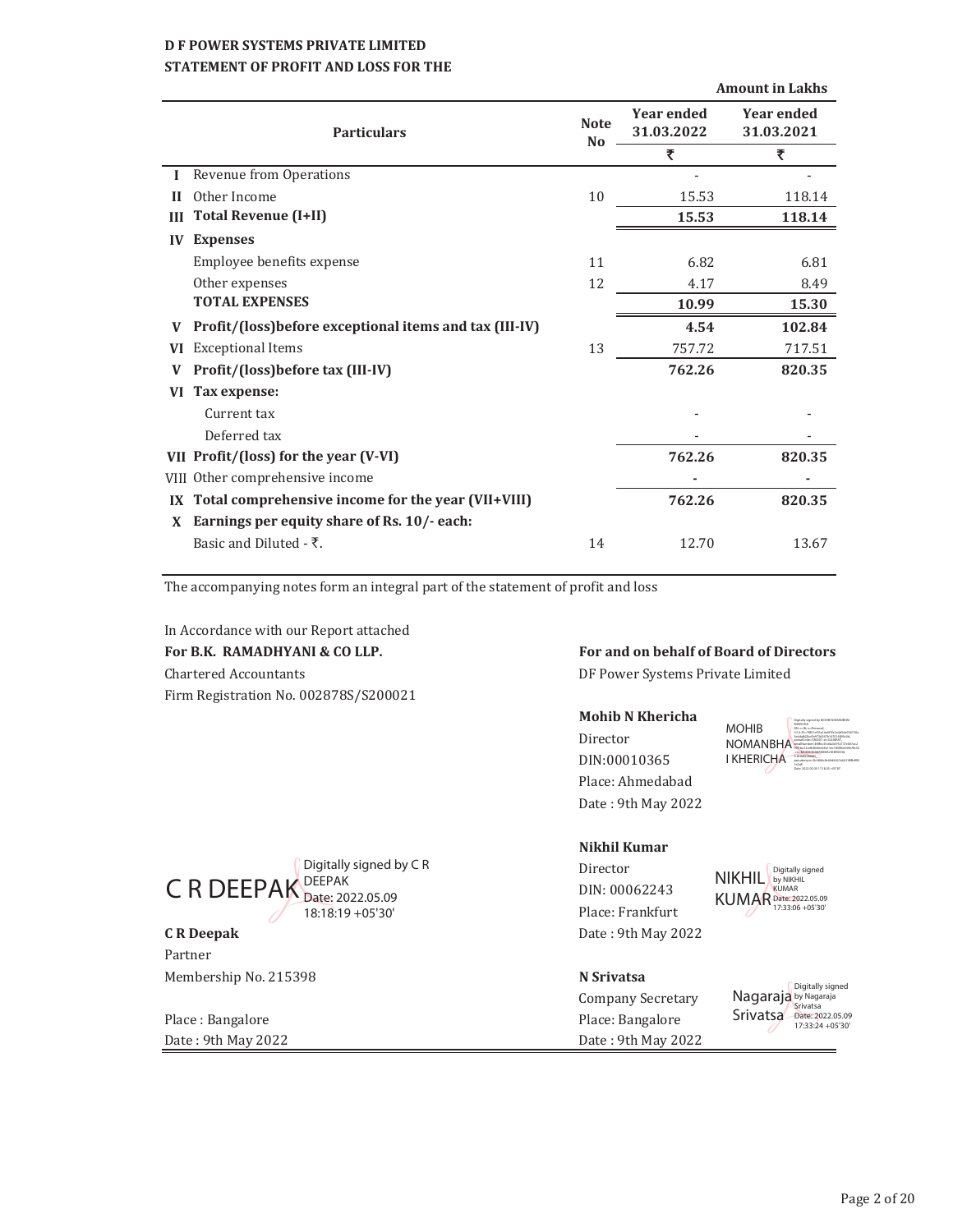**D F POWER SYSTEMS PRIVATE LIMITED**
**STATEMENT OF PROFIT AND LOSS FOR THE**

**Amount in Lakhs**

| | Particulars | Note No | Year ended 31.03.2022 | Year ended 31.03.2021 |
|---|---|---|---|---|
| | | | ₹ | ₹ |
| I | Revenue from Operations | | - | - |
| II | Other Income | 10 | 15.53 | 118.14 |
| III | **Total Revenue (I+II)** | | **15.53** | **118.14** |
| IV | **Expenses** | | | |
| | Employee benefits expense | 11 | 6.82 | 6.81 |
| | Other expenses | 12 | 4.17 | 8.49 |
| | **TOTAL EXPENSES** | | **10.99** | **15.30** |
| V | **Profit/(loss)before exceptional items and tax (III-IV)** | | **4.54** | **102.84** |
| VI | Exceptional Items | 13 | 757.72 | 717.51 |
| V | **Profit/(loss)before tax (III-IV)** | | **762.26** | **820.35** |
| VI | **Tax expense:** | | | |
| | Current tax | | - | - |
| | Deferred tax | | - | - |
| VII | **Profit/(loss) for the year (V-VI)** | | **762.26** | **820.35** |
| VIII | Other comprehensive income | | - | - |
| IX | **Total comprehensive income for the year (VII+VIII)** | | **762.26** | **820.35** |
| X | **Earnings per equity share of Rs. 10/- each:** | | | |
| | Basic and Diluted - ₹. | 14 | 12.70 | 13.67 |

The accompanying notes form an integral part of the statement of profit and loss

In Accordance with our Report attached
**For B.K. RAMADHYANI & CO LLP.**
Chartered Accountants
Firm Registration No. 002878S/S200021

C R DEEPAK — Digitally signed by C R DEEPAK Date: 2022.05.09 18:18:19 +05'30'

**C R Deepak**
Partner
Membership No. 215398

Place : Bangalore
Date : 9th May 2022

**For and on behalf of Board of Directors**
DF Power Systems Private Limited

**Mohib N Khericha**
Director
DIN:00010365
Place: Ahmedabad
Date : 9th May 2022

**Nikhil Kumar**
Director
DIN: 00062243
Place: Frankfurt
Date : 9th May 2022

NIKHIL KUMAR — Digitally signed by NIKHIL KUMAR Date: 2022.05.09 17:33:06 +05'30'

**N Srivatsa**
Company Secretary
Place: Bangalore
Date : 9th May 2022

Nagaraja Srivatsa — Digitally signed by Nagaraja Srivatsa Date: 2022.05.09 17:33:24 +05'30'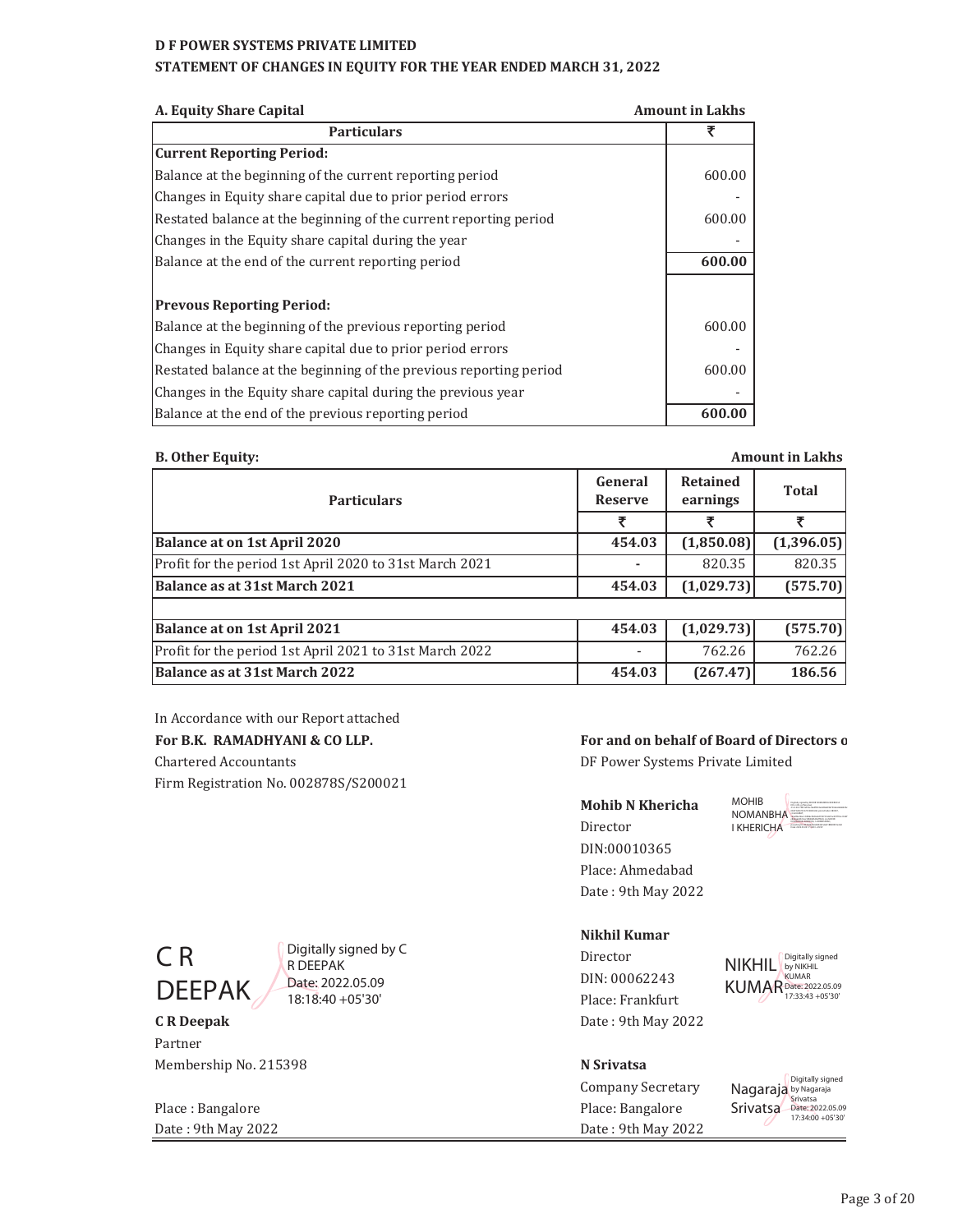**D F POWER SYSTEMS PRIVATE LIMITED**

**STATEMENT OF CHANGES IN EQUITY FOR THE YEAR ENDED MARCH 31, 2022**

**A. Equity Share Capital** — **Amount in Lakhs**

| Particulars | ₹ |
|---|---|
| **Current Reporting Period:** | |
| Balance at the beginning of the current reporting period | 600.00 |
| Changes in Equity share capital due to prior period errors | - |
| Restated balance at the beginning of the current reporting period | 600.00 |
| Changes in the Equity share capital during the year | - |
| Balance at the end of the current reporting period | **600.00** |
| **Prevous Reporting Period:** | |
| Balance at the beginning of the previous reporting period | 600.00 |
| Changes in Equity share capital due to prior period errors | - |
| Restated balance at the beginning of the previous reporting period | 600.00 |
| Changes in the Equity share capital during the previous year | - |
| Balance at the end of the previous reporting period | **600.00** |

**B. Other Equity:** — **Amount in Lakhs**

| Particulars | General Reserve | Retained earnings | Total |
|---|---|---|---|
| | ₹ | ₹ | ₹ |
| **Balance at on 1st April 2020** | **454.03** | **(1,850.08)** | **(1,396.05)** |
| Profit for the period 1st April 2020 to 31st March 2021 | - | 820.35 | 820.35 |
| **Balance as at 31st March 2021** | **454.03** | **(1,029.73)** | **(575.70)** |
| **Balance at on 1st April 2021** | **454.03** | **(1,029.73)** | **(575.70)** |
| Profit for the period 1st April 2021 to 31st March 2022 | - | 762.26 | 762.26 |
| **Balance as at 31st March 2022** | **454.03** | **(267.47)** | **186.56** |

In Accordance with our Report attached

**For B.K. RAMADHYANI & CO LLP.**
Chartered Accountants
Firm Registration No. 002878S/S200021

C R DEEPAK — Digitally signed by C R DEEPAK Date: 2022.05.09 18:18:40 +05'30'

**C R Deepak**
Partner
Membership No. 215398

Place : Bangalore
Date : 9th May 2022

**For and on behalf of Board of Directors o**
DF Power Systems Private Limited

**Mohib N Khericha**
Director
DIN:00010365
Place: Ahmedabad
Date : 9th May 2022

MOHIB NOMANBHAI KHERICHA (digitally signed)

**Nikhil Kumar**
Director
DIN: 00062243
Place: Frankfurt
Date : 9th May 2022

NIKHIL KUMAR — Digitally signed by NIKHIL KUMAR Date: 2022.05.09 17:33:43 +05'30'

**N Srivatsa**
Company Secretary
Place: Bangalore
Date : 9th May 2022

Nagaraja Srivatsa — Digitally signed by Nagaraja Srivatsa Date: 2022.05.09 17:34:00 +05'30'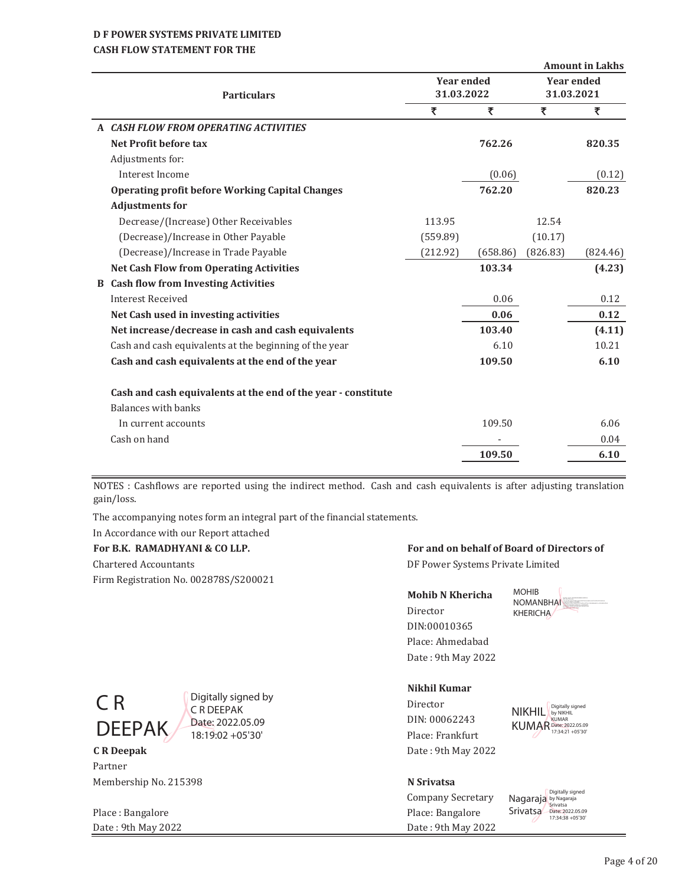**D F POWER SYSTEMS PRIVATE LIMITED**
**CASH FLOW STATEMENT FOR THE**

Amount in Lakhs

| | Particulars | Year ended 31.03.2022 | | Year ended 31.03.2021 | |
|---|---|---|---|---|---|
| | | ₹ | ₹ | ₹ | ₹ |
| **A** | ***CASH FLOW FROM OPERATING ACTIVITIES*** | | | | |
| | **Net Profit before tax** | | **762.26** | | **820.35** |
| | Adjustments for: | | | | |
| | Interest Income | | (0.06) | | (0.12) |
| | **Operating profit before Working Capital Changes** | | **762.20** | | **820.23** |
| | **Adjustments for** | | | | |
| | Decrease/(Increase) Other Receivables | 113.95 | | 12.54 | |
| | (Decrease)/Increase in Other Payable | (559.89) | | (10.17) | |
| | (Decrease)/Increase in Trade Payable | (212.92) | (658.86) | (826.83) | (824.46) |
| | **Net Cash Flow from Operating Activities** | | **103.34** | | **(4.23)** |
| **B** | **Cash flow from Investing Activities** | | | | |
| | Interest Received | | 0.06 | | 0.12 |
| | **Net Cash used in investing activities** | | **0.06** | | **0.12** |
| | **Net increase/decrease in cash and cash equivalents** | | **103.40** | | **(4.11)** |
| | Cash and cash equivalents at the beginning of the year | | 6.10 | | 10.21 |
| | **Cash and cash equivalents at the end of the year** | | **109.50** | | **6.10** |
| | | | | | |
| | **Cash and cash equivalents at the end of the year - constitute** | | | | |
| | Balances with banks | | | | |
| | In current accounts | | 109.50 | | 6.06 |
| | Cash on hand | | - | | 0.04 |
| | | | **109.50** | | **6.10** |

NOTES : Cashflows are reported using the indirect method. Cash and cash equivalents is after adjusting translation gain/loss.

The accompanying notes form an integral part of the financial statements.

In Accordance with our Report attached

**For B.K. RAMADHYANI & CO LLP.**
Chartered Accountants
Firm Registration No. 002878S/S200021

C R DEEPAK — Digitally signed by C R DEEPAK Date: 2022.05.09 18:19:02 +05'30'

**C R Deepak**
Partner
Membership No. 215398

Place : Bangalore
Date : 9th May 2022

**For and on behalf of Board of Directors of**
DF Power Systems Private Limited

**Mohib N Khericha** — MOHIB NOMANBHAI KHERICHA
Director
DIN:00010365
Place: Ahmedabad
Date : 9th May 2022

**Nikhil Kumar** — NIKHIL KUMAR Digitally signed by NIKHIL KUMAR Date: 2022.05.09 17:34:21 +05'30'
Director
DIN: 00062243
Place: Frankfurt
Date : 9th May 2022

**N Srivatsa** — Nagaraja Srivatsa Digitally signed by Nagaraja Srivatsa Date: 2022.05.09 17:34:38 +05'30'
Company Secretary
Place: Bangalore
Date : 9th May 2022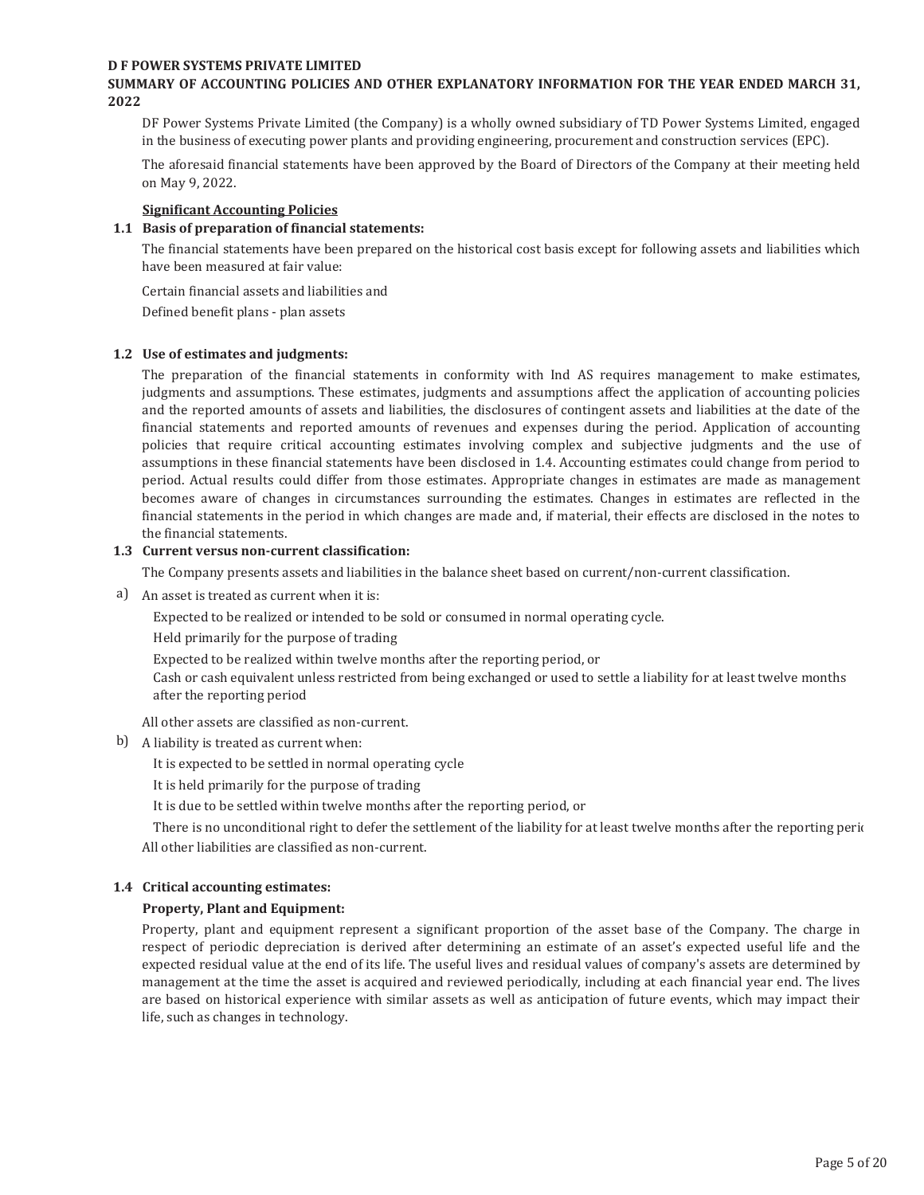**D F POWER SYSTEMS PRIVATE LIMITED**

**SUMMARY OF ACCOUNTING POLICIES AND OTHER EXPLANATORY INFORMATION FOR THE YEAR ENDED MARCH 31, 2022**

DF Power Systems Private Limited (the Company) is a wholly owned subsidiary of TD Power Systems Limited, engaged in the business of executing power plants and providing engineering, procurement and construction services (EPC).

The aforesaid financial statements have been approved by the Board of Directors of the Company at their meeting held on May 9, 2022.

**Significant Accounting Policies**

**1.1 Basis of preparation of financial statements:**

The financial statements have been prepared on the historical cost basis except for following assets and liabilities which have been measured at fair value:

Certain financial assets and liabilities and

Defined benefit plans - plan assets

**1.2 Use of estimates and judgments:**

The preparation of the financial statements in conformity with Ind AS requires management to make estimates, judgments and assumptions. These estimates, judgments and assumptions affect the application of accounting policies and the reported amounts of assets and liabilities, the disclosures of contingent assets and liabilities at the date of the financial statements and reported amounts of revenues and expenses during the period. Application of accounting policies that require critical accounting estimates involving complex and subjective judgments and the use of assumptions in these financial statements have been disclosed in 1.4. Accounting estimates could change from period to period. Actual results could differ from those estimates. Appropriate changes in estimates are made as management becomes aware of changes in circumstances surrounding the estimates. Changes in estimates are reflected in the financial statements in the period in which changes are made and, if material, their effects are disclosed in the notes to the financial statements.

**1.3 Current versus non-current classification:**

The Company presents assets and liabilities in the balance sheet based on current/non-current classification.

a) An asset is treated as current when it is:

Expected to be realized or intended to be sold or consumed in normal operating cycle.

Held primarily for the purpose of trading

Expected to be realized within twelve months after the reporting period, or

Cash or cash equivalent unless restricted from being exchanged or used to settle a liability for at least twelve months after the reporting period

All other assets are classified as non-current.

b) A liability is treated as current when:

It is expected to be settled in normal operating cycle

It is held primarily for the purpose of trading

It is due to be settled within twelve months after the reporting period, or

There is no unconditional right to defer the settlement of the liability for at least twelve months after the reporting perio

All other liabilities are classified as non-current.

**1.4 Critical accounting estimates:**

**Property, Plant and Equipment:**

Property, plant and equipment represent a significant proportion of the asset base of the Company. The charge in respect of periodic depreciation is derived after determining an estimate of an asset's expected useful life and the expected residual value at the end of its life. The useful lives and residual values of company's assets are determined by management at the time the asset is acquired and reviewed periodically, including at each financial year end. The lives are based on historical experience with similar assets as well as anticipation of future events, which may impact their life, such as changes in technology.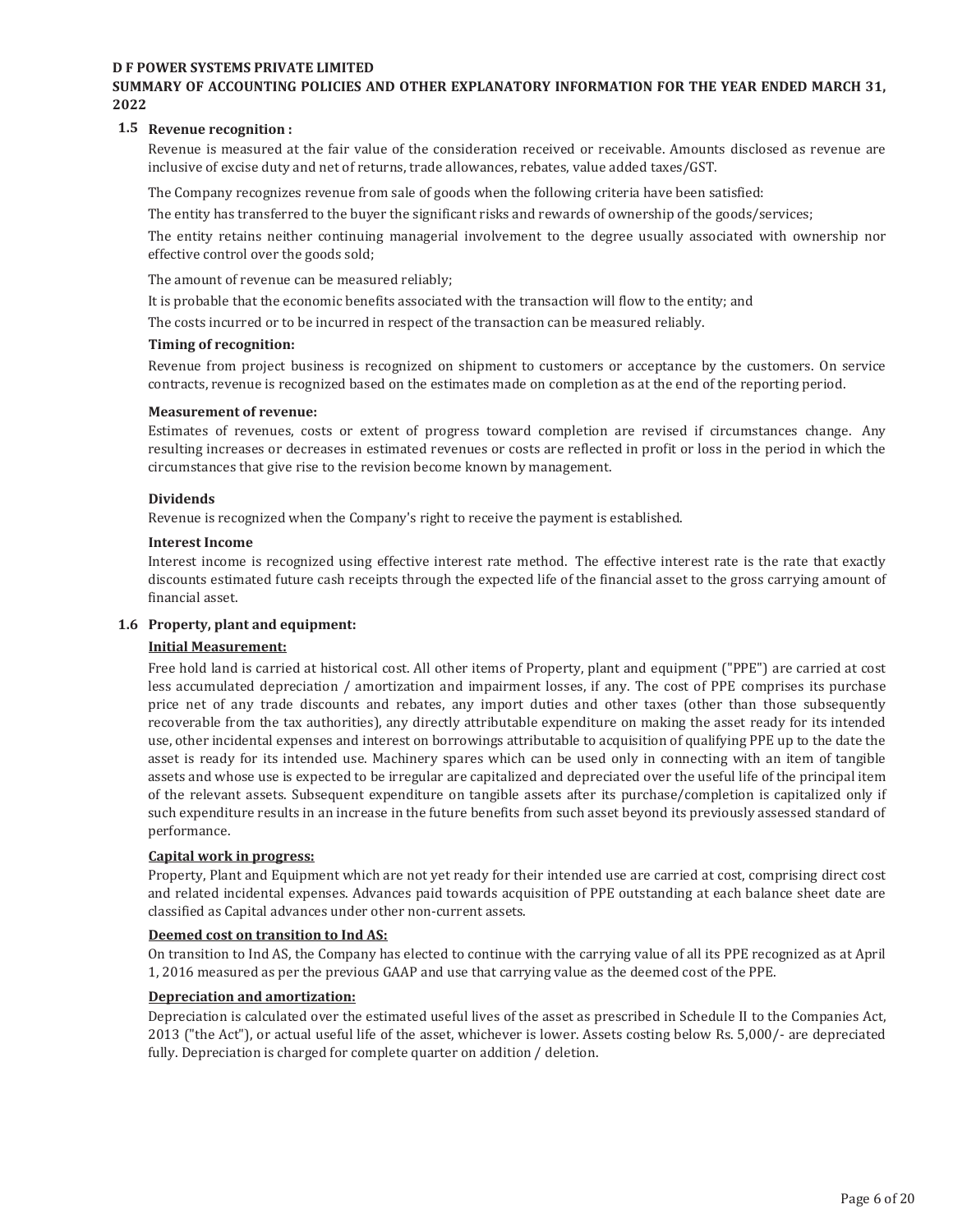**D F POWER SYSTEMS PRIVATE LIMITED**

**SUMMARY OF ACCOUNTING POLICIES AND OTHER EXPLANATORY INFORMATION FOR THE YEAR ENDED MARCH 31, 2022**

### 1.5 Revenue recognition :

Revenue is measured at the fair value of the consideration received or receivable. Amounts disclosed as revenue are inclusive of excise duty and net of returns, trade allowances, rebates, value added taxes/GST.

The Company recognizes revenue from sale of goods when the following criteria have been satisfied:

The entity has transferred to the buyer the significant risks and rewards of ownership of the goods/services;

The entity retains neither continuing managerial involvement to the degree usually associated with ownership nor effective control over the goods sold;

The amount of revenue can be measured reliably;

It is probable that the economic benefits associated with the transaction will flow to the entity; and

The costs incurred or to be incurred in respect of the transaction can be measured reliably.

**Timing of recognition:**

Revenue from project business is recognized on shipment to customers or acceptance by the customers. On service contracts, revenue is recognized based on the estimates made on completion as at the end of the reporting period.

**Measurement of revenue:**

Estimates of revenues, costs or extent of progress toward completion are revised if circumstances change. Any resulting increases or decreases in estimated revenues or costs are reflected in profit or loss in the period in which the circumstances that give rise to the revision become known by management.

**Dividends**

Revenue is recognized when the Company's right to receive the payment is established.

**Interest Income**

Interest income is recognized using effective interest rate method. The effective interest rate is the rate that exactly discounts estimated future cash receipts through the expected life of the financial asset to the gross carrying amount of financial asset.

### 1.6 Property, plant and equipment:

**Initial Measurement:**

Free hold land is carried at historical cost. All other items of Property, plant and equipment ("PPE") are carried at cost less accumulated depreciation / amortization and impairment losses, if any. The cost of PPE comprises its purchase price net of any trade discounts and rebates, any import duties and other taxes (other than those subsequently recoverable from the tax authorities), any directly attributable expenditure on making the asset ready for its intended use, other incidental expenses and interest on borrowings attributable to acquisition of qualifying PPE up to the date the asset is ready for its intended use. Machinery spares which can be used only in connecting with an item of tangible assets and whose use is expected to be irregular are capitalized and depreciated over the useful life of the principal item of the relevant assets. Subsequent expenditure on tangible assets after its purchase/completion is capitalized only if such expenditure results in an increase in the future benefits from such asset beyond its previously assessed standard of performance.

**Capital work in progress:**

Property, Plant and Equipment which are not yet ready for their intended use are carried at cost, comprising direct cost and related incidental expenses. Advances paid towards acquisition of PPE outstanding at each balance sheet date are classified as Capital advances under other non-current assets.

**Deemed cost on transition to Ind AS:**

On transition to Ind AS, the Company has elected to continue with the carrying value of all its PPE recognized as at April 1, 2016 measured as per the previous GAAP and use that carrying value as the deemed cost of the PPE.

**Depreciation and amortization:**

Depreciation is calculated over the estimated useful lives of the asset as prescribed in Schedule II to the Companies Act, 2013 ("the Act"), or actual useful life of the asset, whichever is lower. Assets costing below Rs. 5,000/- are depreciated fully. Depreciation is charged for complete quarter on addition / deletion.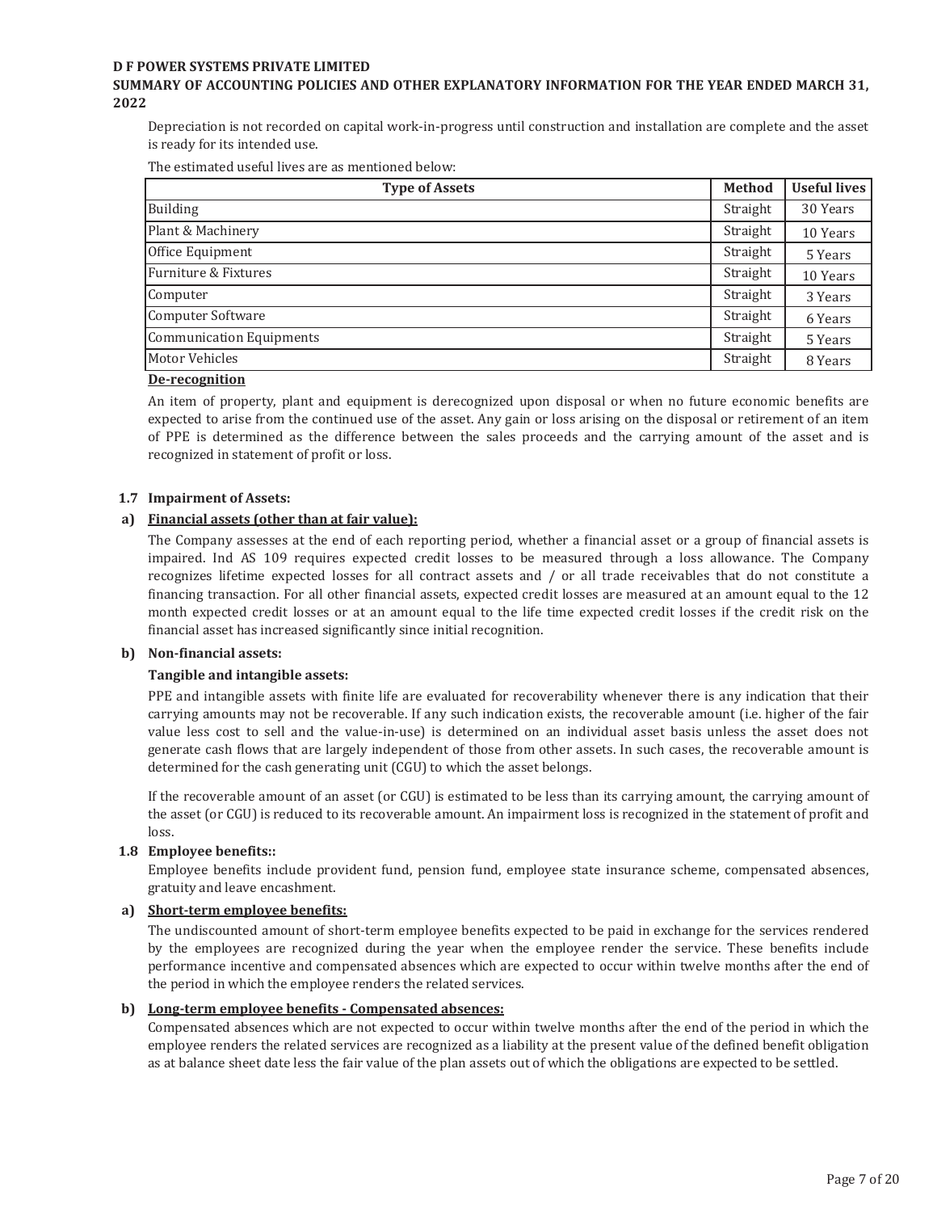Depreciation is not recorded on capital work-in-progress until construction and installation are complete and the asset is ready for its intended use.

The estimated useful lives are as mentioned below:

| Type of Assets | Method | Useful lives |
|---|---|---|
| Building | Straight | 30 Years |
| Plant & Machinery | Straight | 10 Years |
| Office Equipment | Straight | 5 Years |
| Furniture & Fixtures | Straight | 10 Years |
| Computer | Straight | 3 Years |
| Computer Software | Straight | 6 Years |
| Communication Equipments | Straight | 5 Years |
| Motor Vehicles | Straight | 8 Years |

**De-recognition**

An item of property, plant and equipment is derecognized upon disposal or when no future economic benefits are expected to arise from the continued use of the asset. Any gain or loss arising on the disposal or retirement of an item of PPE is determined as the difference between the sales proceeds and the carrying amount of the asset and is recognized in statement of profit or loss.

### 1.7 Impairment of Assets:

**a) Financial assets (other than at fair value):**

The Company assesses at the end of each reporting period, whether a financial asset or a group of financial assets is impaired. Ind AS 109 requires expected credit losses to be measured through a loss allowance. The Company recognizes lifetime expected losses for all contract assets and / or all trade receivables that do not constitute a financing transaction. For all other financial assets, expected credit losses are measured at an amount equal to the 12 month expected credit losses or at an amount equal to the life time expected credit losses if the credit risk on the financial asset has increased significantly since initial recognition.

**b) Non-financial assets:**

**Tangible and intangible assets:**

PPE and intangible assets with finite life are evaluated for recoverability whenever there is any indication that their carrying amounts may not be recoverable. If any such indication exists, the recoverable amount (i.e. higher of the fair value less cost to sell and the value-in-use) is determined on an individual asset basis unless the asset does not generate cash flows that are largely independent of those from other assets. In such cases, the recoverable amount is determined for the cash generating unit (CGU) to which the asset belongs.

If the recoverable amount of an asset (or CGU) is estimated to be less than its carrying amount, the carrying amount of the asset (or CGU) is reduced to its recoverable amount. An impairment loss is recognized in the statement of profit and loss.

### 1.8 Employee benefits::

Employee benefits include provident fund, pension fund, employee state insurance scheme, compensated absences, gratuity and leave encashment.

**a) Short-term employee benefits:**

The undiscounted amount of short-term employee benefits expected to be paid in exchange for the services rendered by the employees are recognized during the year when the employee render the service. These benefits include performance incentive and compensated absences which are expected to occur within twelve months after the end of the period in which the employee renders the related services.

**b) Long-term employee benefits - Compensated absences:**

Compensated absences which are not expected to occur within twelve months after the end of the period in which the employee renders the related services are recognized as a liability at the present value of the defined benefit obligation as at balance sheet date less the fair value of the plan assets out of which the obligations are expected to be settled.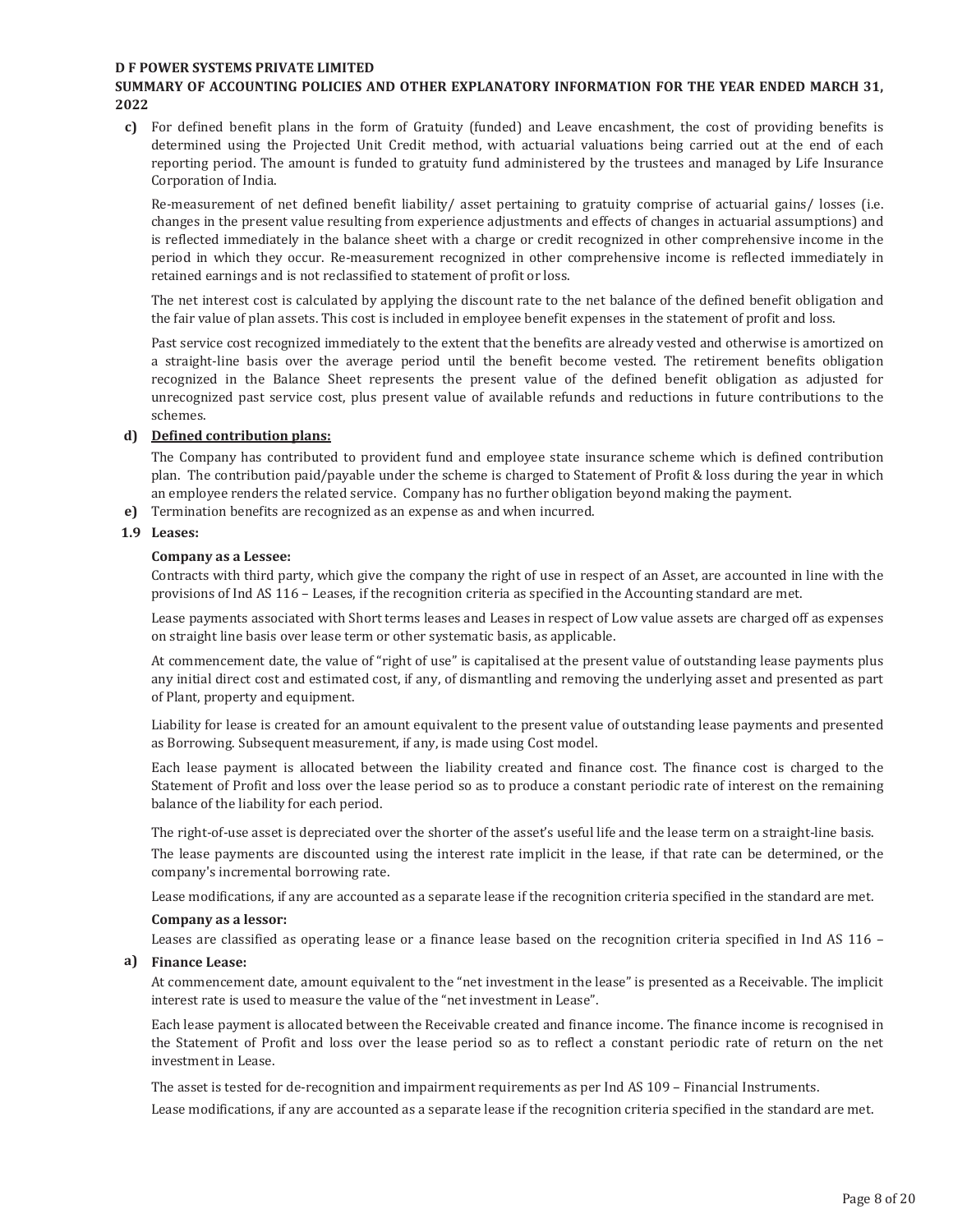**c)** For defined benefit plans in the form of Gratuity (funded) and Leave encashment, the cost of providing benefits is determined using the Projected Unit Credit method, with actuarial valuations being carried out at the end of each reporting period. The amount is funded to gratuity fund administered by the trustees and managed by Life Insurance Corporation of India.

Re-measurement of net defined benefit liability/ asset pertaining to gratuity comprise of actuarial gains/ losses (i.e. changes in the present value resulting from experience adjustments and effects of changes in actuarial assumptions) and is reflected immediately in the balance sheet with a charge or credit recognized in other comprehensive income in the period in which they occur. Re-measurement recognized in other comprehensive income is reflected immediately in retained earnings and is not reclassified to statement of profit or loss.

The net interest cost is calculated by applying the discount rate to the net balance of the defined benefit obligation and the fair value of plan assets. This cost is included in employee benefit expenses in the statement of profit and loss.

Past service cost recognized immediately to the extent that the benefits are already vested and otherwise is amortized on a straight-line basis over the average period until the benefit become vested. The retirement benefits obligation recognized in the Balance Sheet represents the present value of the defined benefit obligation as adjusted for unrecognized past service cost, plus present value of available refunds and reductions in future contributions to the schemes.

**d) <u>Defined contribution plans:</u>**

The Company has contributed to provident fund and employee state insurance scheme which is defined contribution plan. The contribution paid/payable under the scheme is charged to Statement of Profit & loss during the year in which an employee renders the related service. Company has no further obligation beyond making the payment.

**e)** Termination benefits are recognized as an expense as and when incurred.

**1.9 Leases:**

**Company as a Lessee:**

Contracts with third party, which give the company the right of use in respect of an Asset, are accounted in line with the provisions of Ind AS 116 – Leases, if the recognition criteria as specified in the Accounting standard are met.

Lease payments associated with Short terms leases and Leases in respect of Low value assets are charged off as expenses on straight line basis over lease term or other systematic basis, as applicable.

At commencement date, the value of "right of use" is capitalised at the present value of outstanding lease payments plus any initial direct cost and estimated cost, if any, of dismantling and removing the underlying asset and presented as part of Plant, property and equipment.

Liability for lease is created for an amount equivalent to the present value of outstanding lease payments and presented as Borrowing. Subsequent measurement, if any, is made using Cost model.

Each lease payment is allocated between the liability created and finance cost. The finance cost is charged to the Statement of Profit and loss over the lease period so as to produce a constant periodic rate of interest on the remaining balance of the liability for each period.

The right-of-use asset is depreciated over the shorter of the asset's useful life and the lease term on a straight-line basis.

The lease payments are discounted using the interest rate implicit in the lease, if that rate can be determined, or the company's incremental borrowing rate.

Lease modifications, if any are accounted as a separate lease if the recognition criteria specified in the standard are met.

**Company as a lessor:**

Leases are classified as operating lease or a finance lease based on the recognition criteria specified in Ind AS 116 –

**a) Finance Lease:**

At commencement date, amount equivalent to the "net investment in the lease" is presented as a Receivable. The implicit interest rate is used to measure the value of the "net investment in Lease".

Each lease payment is allocated between the Receivable created and finance income. The finance income is recognised in the Statement of Profit and loss over the lease period so as to reflect a constant periodic rate of return on the net investment in Lease.

The asset is tested for de-recognition and impairment requirements as per Ind AS 109 – Financial Instruments.

Lease modifications, if any are accounted as a separate lease if the recognition criteria specified in the standard are met.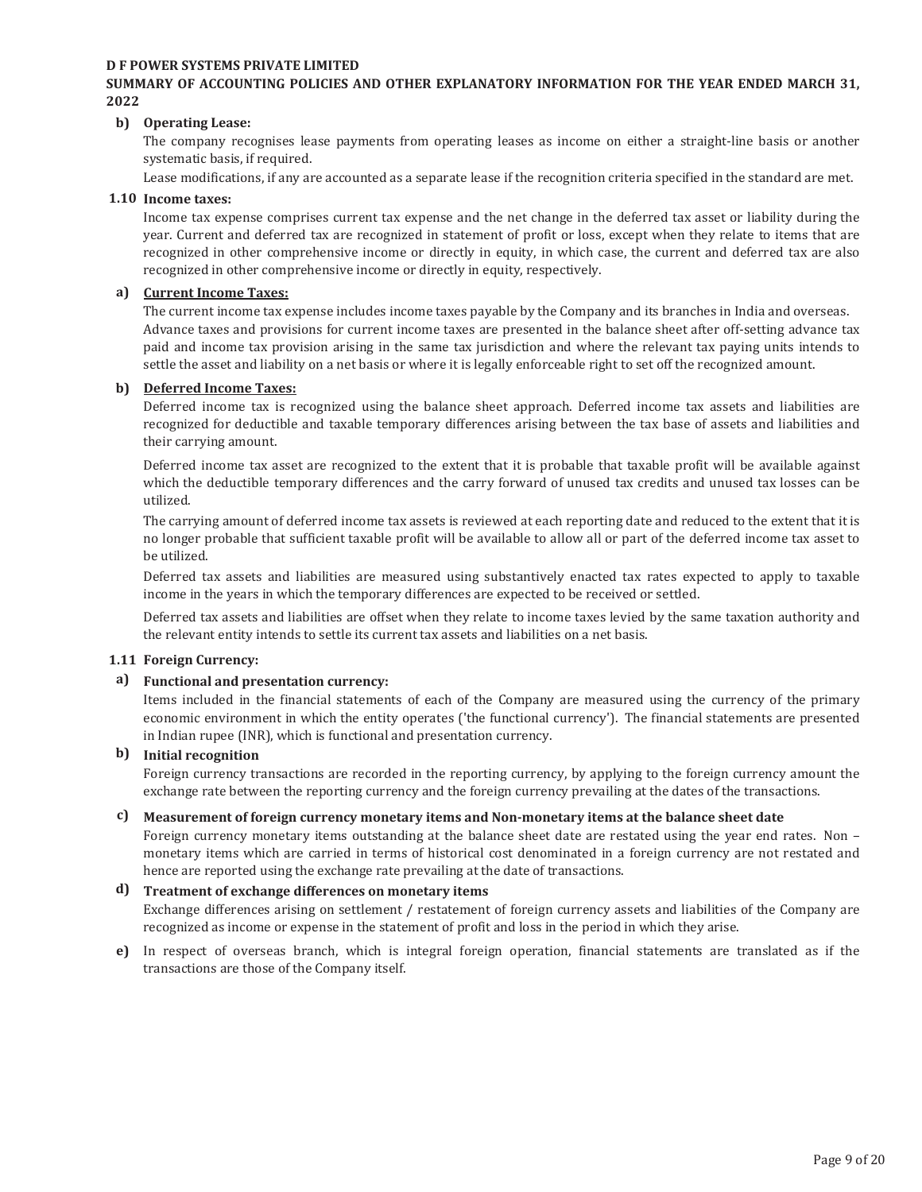**b) Operating Lease:**

The company recognises lease payments from operating leases as income on either a straight-line basis or another systematic basis, if required.

Lease modifications, if any are accounted as a separate lease if the recognition criteria specified in the standard are met.

## 1.10 Income taxes:

Income tax expense comprises current tax expense and the net change in the deferred tax asset or liability during the year. Current and deferred tax are recognized in statement of profit or loss, except when they relate to items that are recognized in other comprehensive income or directly in equity, in which case, the current and deferred tax are also recognized in other comprehensive income or directly in equity, respectively.

**a) Current Income Taxes:**

The current income tax expense includes income taxes payable by the Company and its branches in India and overseas.

Advance taxes and provisions for current income taxes are presented in the balance sheet after off-setting advance tax paid and income tax provision arising in the same tax jurisdiction and where the relevant tax paying units intends to settle the asset and liability on a net basis or where it is legally enforceable right to set off the recognized amount.

**b) Deferred Income Taxes:**

Deferred income tax is recognized using the balance sheet approach. Deferred income tax assets and liabilities are recognized for deductible and taxable temporary differences arising between the tax base of assets and liabilities and their carrying amount.

Deferred income tax asset are recognized to the extent that it is probable that taxable profit will be available against which the deductible temporary differences and the carry forward of unused tax credits and unused tax losses can be utilized.

The carrying amount of deferred income tax assets is reviewed at each reporting date and reduced to the extent that it is no longer probable that sufficient taxable profit will be available to allow all or part of the deferred income tax asset to be utilized.

Deferred tax assets and liabilities are measured using substantively enacted tax rates expected to apply to taxable income in the years in which the temporary differences are expected to be received or settled.

Deferred tax assets and liabilities are offset when they relate to income taxes levied by the same taxation authority and the relevant entity intends to settle its current tax assets and liabilities on a net basis.

## 1.11 Foreign Currency:

**a) Functional and presentation currency:**

Items included in the financial statements of each of the Company are measured using the currency of the primary economic environment in which the entity operates ('the functional currency'). The financial statements are presented in Indian rupee (INR), which is functional and presentation currency.

**b) Initial recognition**

Foreign currency transactions are recorded in the reporting currency, by applying to the foreign currency amount the exchange rate between the reporting currency and the foreign currency prevailing at the dates of the transactions.

**c) Measurement of foreign currency monetary items and Non-monetary items at the balance sheet date**

Foreign currency monetary items outstanding at the balance sheet date are restated using the year end rates. Non – monetary items which are carried in terms of historical cost denominated in a foreign currency are not restated and hence are reported using the exchange rate prevailing at the date of transactions.

**d) Treatment of exchange differences on monetary items**

Exchange differences arising on settlement / restatement of foreign currency assets and liabilities of the Company are recognized as income or expense in the statement of profit and loss in the period in which they arise.

**e)** In respect of overseas branch, which is integral foreign operation, financial statements are translated as if the transactions are those of the Company itself.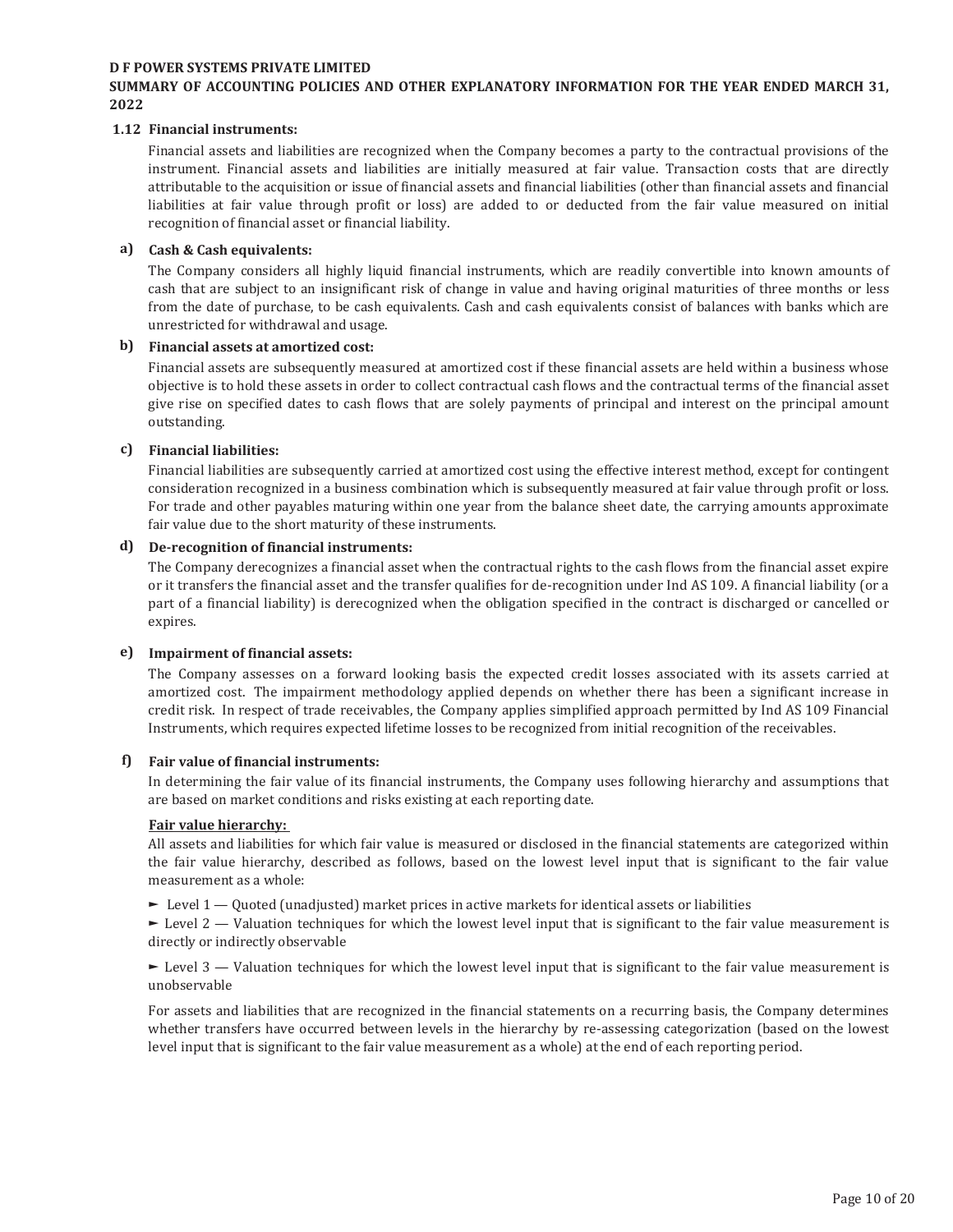## 1.12 Financial instruments:

Financial assets and liabilities are recognized when the Company becomes a party to the contractual provisions of the instrument. Financial assets and liabilities are initially measured at fair value. Transaction costs that are directly attributable to the acquisition or issue of financial assets and financial liabilities (other than financial assets and financial liabilities at fair value through profit or loss) are added to or deducted from the fair value measured on initial recognition of financial asset or financial liability.

### a) Cash & Cash equivalents:

The Company considers all highly liquid financial instruments, which are readily convertible into known amounts of cash that are subject to an insignificant risk of change in value and having original maturities of three months or less from the date of purchase, to be cash equivalents. Cash and cash equivalents consist of balances with banks which are unrestricted for withdrawal and usage.

### b) Financial assets at amortized cost:

Financial assets are subsequently measured at amortized cost if these financial assets are held within a business whose objective is to hold these assets in order to collect contractual cash flows and the contractual terms of the financial asset give rise on specified dates to cash flows that are solely payments of principal and interest on the principal amount outstanding.

### c) Financial liabilities:

Financial liabilities are subsequently carried at amortized cost using the effective interest method, except for contingent consideration recognized in a business combination which is subsequently measured at fair value through profit or loss. For trade and other payables maturing within one year from the balance sheet date, the carrying amounts approximate fair value due to the short maturity of these instruments.

### d) De-recognition of financial instruments:

The Company derecognizes a financial asset when the contractual rights to the cash flows from the financial asset expire or it transfers the financial asset and the transfer qualifies for de-recognition under Ind AS 109. A financial liability (or a part of a financial liability) is derecognized when the obligation specified in the contract is discharged or cancelled or expires.

### e) Impairment of financial assets:

The Company assesses on a forward looking basis the expected credit losses associated with its assets carried at amortized cost. The impairment methodology applied depends on whether there has been a significant increase in credit risk. In respect of trade receivables, the Company applies simplified approach permitted by Ind AS 109 Financial Instruments, which requires expected lifetime losses to be recognized from initial recognition of the receivables.

### f) Fair value of financial instruments:

In determining the fair value of its financial instruments, the Company uses following hierarchy and assumptions that are based on market conditions and risks existing at each reporting date.

**Fair value hierarchy:**

All assets and liabilities for which fair value is measured or disclosed in the financial statements are categorized within the fair value hierarchy, described as follows, based on the lowest level input that is significant to the fair value measurement as a whole:

- Level 1 — Quoted (unadjusted) market prices in active markets for identical assets or liabilities
- Level 2 — Valuation techniques for which the lowest level input that is significant to the fair value measurement is directly or indirectly observable
- Level 3 — Valuation techniques for which the lowest level input that is significant to the fair value measurement is unobservable

For assets and liabilities that are recognized in the financial statements on a recurring basis, the Company determines whether transfers have occurred between levels in the hierarchy by re-assessing categorization (based on the lowest level input that is significant to the fair value measurement as a whole) at the end of each reporting period.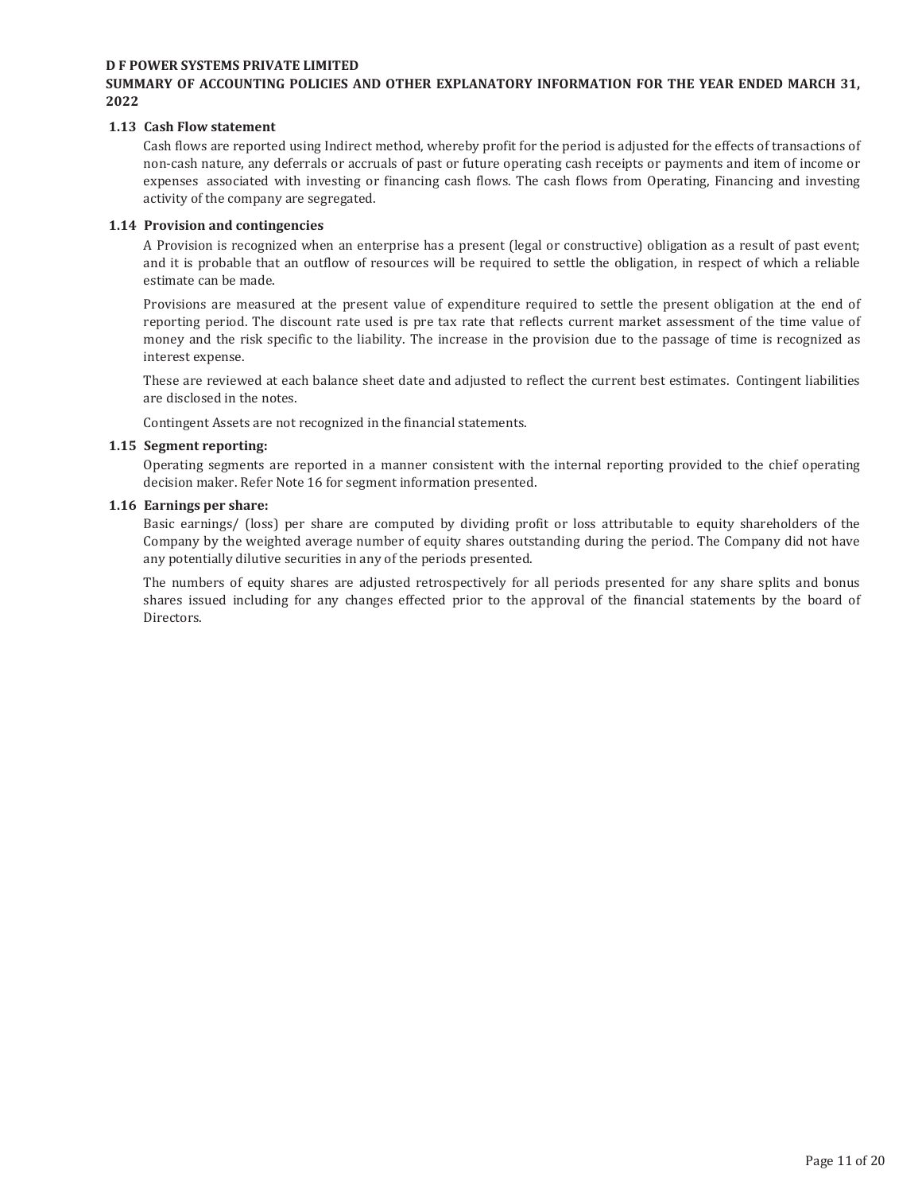**D F POWER SYSTEMS PRIVATE LIMITED**

**SUMMARY OF ACCOUNTING POLICIES AND OTHER EXPLANATORY INFORMATION FOR THE YEAR ENDED MARCH 31, 2022**

**1.13 Cash Flow statement**

Cash flows are reported using Indirect method, whereby profit for the period is adjusted for the effects of transactions of non-cash nature, any deferrals or accruals of past or future operating cash receipts or payments and item of income or expenses associated with investing or financing cash flows. The cash flows from Operating, Financing and investing activity of the company are segregated.

**1.14 Provision and contingencies**

A Provision is recognized when an enterprise has a present (legal or constructive) obligation as a result of past event; and it is probable that an outflow of resources will be required to settle the obligation, in respect of which a reliable estimate can be made.

Provisions are measured at the present value of expenditure required to settle the present obligation at the end of reporting period. The discount rate used is pre tax rate that reflects current market assessment of the time value of money and the risk specific to the liability. The increase in the provision due to the passage of time is recognized as interest expense.

These are reviewed at each balance sheet date and adjusted to reflect the current best estimates. Contingent liabilities are disclosed in the notes.

Contingent Assets are not recognized in the financial statements.

**1.15 Segment reporting:**

Operating segments are reported in a manner consistent with the internal reporting provided to the chief operating decision maker. Refer Note 16 for segment information presented.

**1.16 Earnings per share:**

Basic earnings/ (loss) per share are computed by dividing profit or loss attributable to equity shareholders of the Company by the weighted average number of equity shares outstanding during the period. The Company did not have any potentially dilutive securities in any of the periods presented.

The numbers of equity shares are adjusted retrospectively for all periods presented for any share splits and bonus shares issued including for any changes effected prior to the approval of the financial statements by the board of Directors.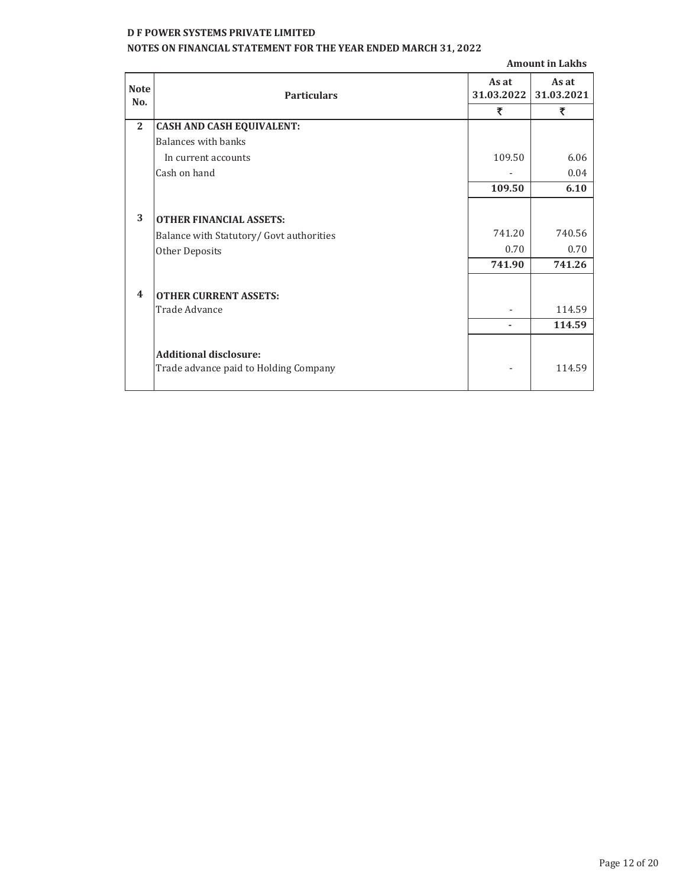**D F POWER SYSTEMS PRIVATE LIMITED**

**NOTES ON FINANCIAL STATEMENT FOR THE YEAR ENDED MARCH 31, 2022**

**Amount in Lakhs**

| Note No. | Particulars | As at 31.03.2022 | As at 31.03.2021 |
|---|---|---|---|
| | | ₹ | ₹ |
| **2** | **CASH AND CASH EQUIVALENT:** | | |
| | Balances with banks | | |
| | In current accounts | 109.50 | 6.06 |
| | Cash on hand | - | 0.04 |
| | | **109.50** | **6.10** |
| **3** | **OTHER FINANCIAL ASSETS:** | | |
| | Balance with Statutory/ Govt authorities | 741.20 | 740.56 |
| | Other Deposits | 0.70 | 0.70 |
| | | **741.90** | **741.26** |
| **4** | **OTHER CURRENT ASSETS:** | | |
| | Trade Advance | - | 114.59 |
| | | **-** | **114.59** |
| | **Additional disclosure:** | | |
| | Trade advance paid to Holding Company | - | 114.59 |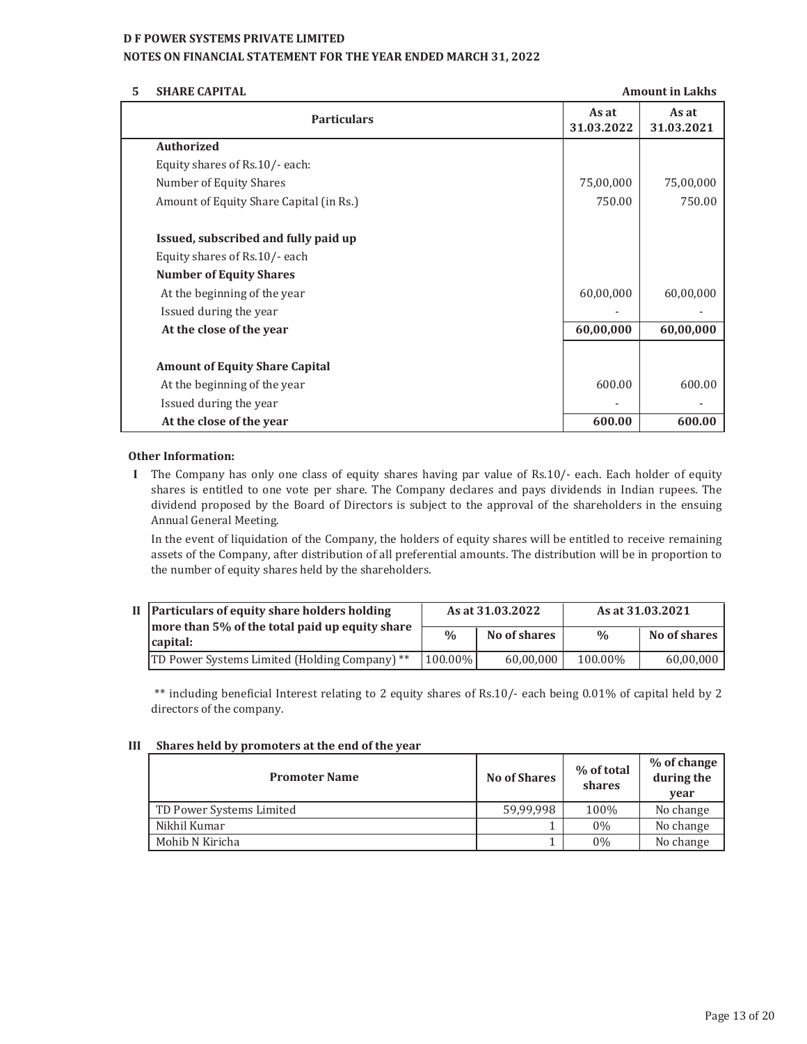**D F POWER SYSTEMS PRIVATE LIMITED**

**NOTES ON FINANCIAL STATEMENT FOR THE YEAR ENDED MARCH 31, 2022**

**5 SHARE CAPITAL** **Amount in Lakhs**

| Particulars | As at 31.03.2022 | As at 31.03.2021 |
|---|---|---|
| **Authorized** | | |
| Equity shares of Rs.10/- each: | | |
| Number of Equity Shares | 75,00,000 | 75,00,000 |
| Amount of Equity Share Capital (in Rs.) | 750.00 | 750.00 |
| | | |
| **Issued, subscribed and fully paid up** | | |
| Equity shares of Rs.10/- each | | |
| **Number of Equity Shares** | | |
| At the beginning of the year | 60,00,000 | 60,00,000 |
| Issued during the year | - | - |
| **At the close of the year** | **60,00,000** | **60,00,000** |
| | | |
| **Amount of Equity Share Capital** | | |
| At the beginning of the year | 600.00 | 600.00 |
| Issued during the year | - | - |
| **At the close of the year** | **600.00** | **600.00** |

**Other Information:**

**I** The Company has only one class of equity shares having par value of Rs.10/- each. Each holder of equity shares is entitled to one vote per share. The Company declares and pays dividends in Indian rupees. The dividend proposed by the Board of Directors is subject to the approval of the shareholders in the ensuing Annual General Meeting.

In the event of liquidation of the Company, the holders of equity shares will be entitled to receive remaining assets of the Company, after distribution of all preferential amounts. The distribution will be in proportion to the number of equity shares held by the shareholders.

**II**

| Particulars of equity share holders holding more than 5% of the total paid up equity share capital: | As at 31.03.2022 | | As at 31.03.2021 | |
|---|---|---|---|---|
| | % | No of shares | % | No of shares |
| TD Power Systems Limited (Holding Company) ** | 100.00% | 60,00,000 | 100.00% | 60,00,000 |

** including beneficial Interest relating to 2 equity shares of Rs.10/- each being 0.01% of capital held by 2 directors of the company.

**III Shares held by promoters at the end of the year**

| Promoter Name | No of Shares | % of total shares | % of change during the year |
|---|---|---|---|
| TD Power Systems Limited | 59,99,998 | 100% | No change |
| Nikhil Kumar | 1 | 0% | No change |
| Mohib N Kiricha | 1 | 0% | No change |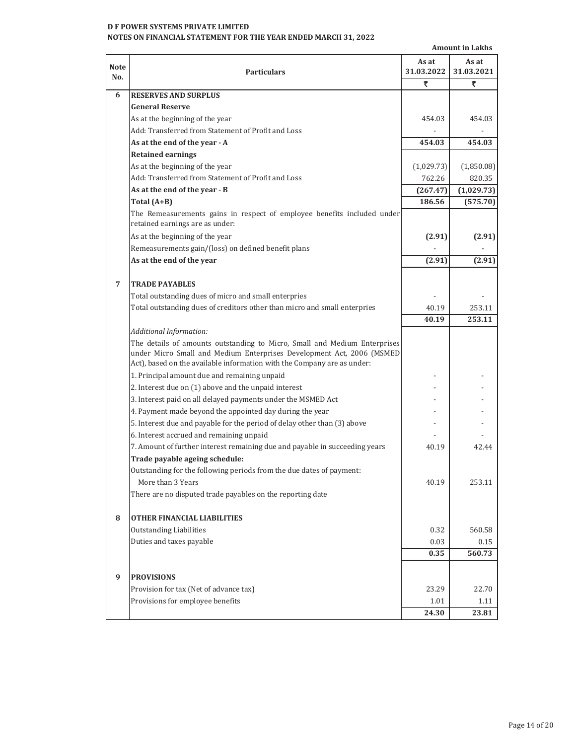**D F POWER SYSTEMS PRIVATE LIMITED**
**NOTES ON FINANCIAL STATEMENT FOR THE YEAR ENDED MARCH 31, 2022**

**Amount in Lakhs**

| Note No. | Particulars | As at 31.03.2022 | As at 31.03.2021 |
|---|---|---|---|
| | | ₹ | ₹ |
| **6** | **RESERVES AND SURPLUS** | | |
| | **General Reserve** | | |
| | As at the beginning of the year | 454.03 | 454.03 |
| | Add: Transferred from Statement of Profit and Loss | - | - |
| | **As at the end of the year - A** | **454.03** | **454.03** |
| | **Retained earnings** | | |
| | As at the beginning of the year | (1,029.73) | (1,850.08) |
| | Add: Transferred from Statement of Profit and Loss | 762.26 | 820.35 |
| | **As at the end of the year - B** | **(267.47)** | **(1,029.73)** |
| | **Total (A+B)** | **186.56** | **(575.70)** |
| | The Remeasurements gains in respect of employee benefits included under retained earnings are as under: | | |
| | As at the beginning of the year | **(2.91)** | **(2.91)** |
| | Remeasurements gain/(loss) on defined benefit plans | - | - |
| | **As at the end of the year** | **(2.91)** | **(2.91)** |
| **7** | **TRADE PAYABLES** | | |
| | Total outstanding dues of micro and small enterprises | - | - |
| | Total outstanding dues of creditors other than micro and small enterprises | 40.19 | 253.11 |
| | | **40.19** | **253.11** |
| | *Additional Information:* | | |
| | The details of amounts outstanding to Micro, Small and Medium Enterprises under Micro Small and Medium Enterprises Development Act, 2006 (MSMED Act), based on the available information with the Company are as under: | | |
| | 1. Principal amount due and remaining unpaid | - | - |
| | 2. Interest due on (1) above and the unpaid interest | - | - |
| | 3. Interest paid on all delayed payments under the MSMED Act | - | - |
| | 4. Payment made beyond the appointed day during the year | - | - |
| | 5. Interest due and payable for the period of delay other than (3) above | - | - |
| | 6. Interest accrued and remaining unpaid | - | - |
| | 7. Amount of further interest remaining due and payable in succeeding years | 40.19 | 42.44 |
| | **Trade payable ageing schedule:** | | |
| | Outstanding for the following periods from the due dates of payment: | | |
| | More than 3 Years | 40.19 | 253.11 |
| | There are no disputed trade payables on the reporting date | | |
| **8** | **OTHER FINANCIAL LIABILITIES** | | |
| | Outstanding Liabilities | 0.32 | 560.58 |
| | Duties and taxes payable | 0.03 | 0.15 |
| | | **0.35** | **560.73** |
| **9** | **PROVISIONS** | | |
| | Provision for tax (Net of advance tax) | 23.29 | 22.70 |
| | Provisions for employee benefits | 1.01 | 1.11 |
| | | **24.30** | **23.81** |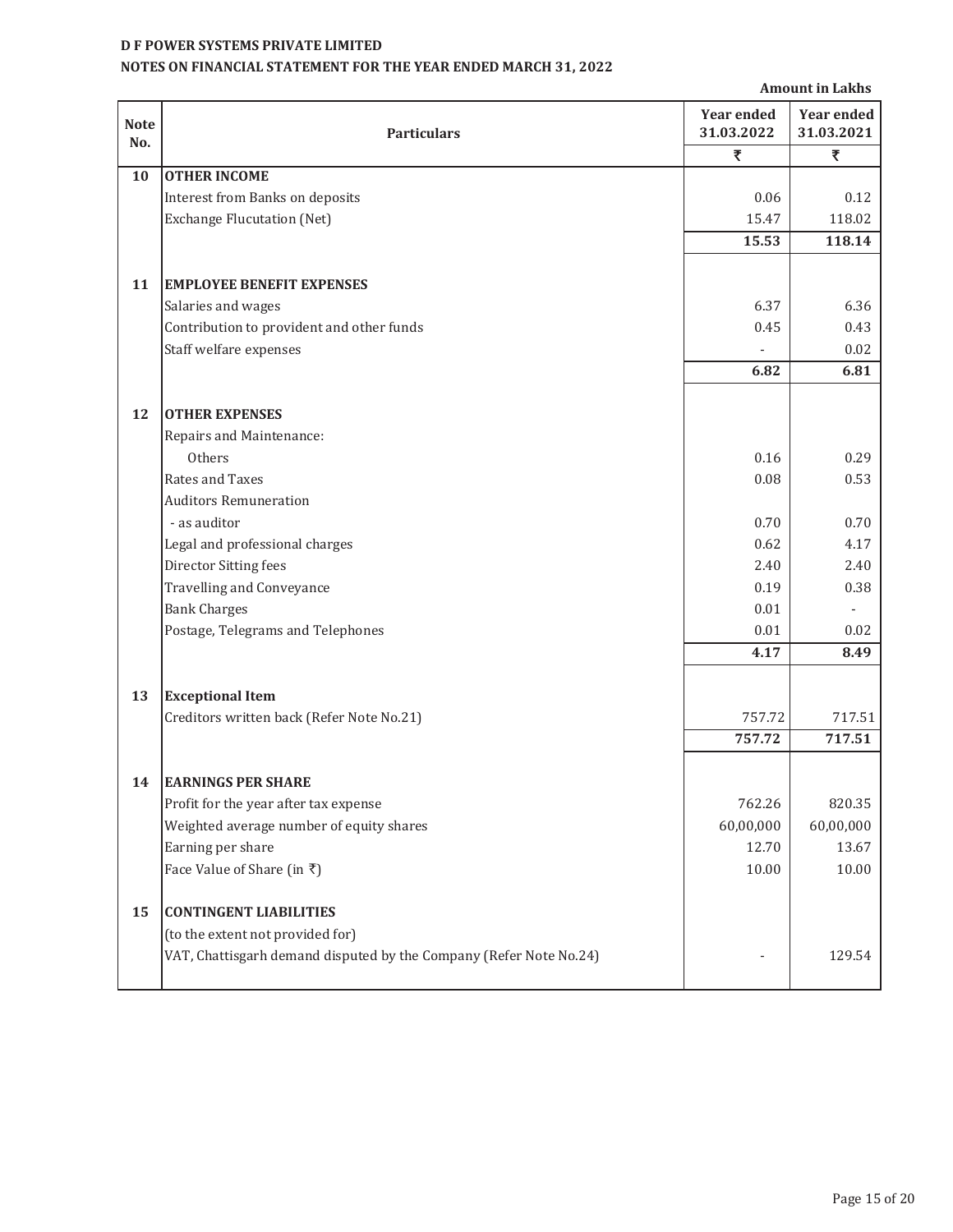**D F POWER SYSTEMS PRIVATE LIMITED**

**NOTES ON FINANCIAL STATEMENT FOR THE YEAR ENDED MARCH 31, 2022**

**Amount in Lakhs**

| Note No. | Particulars | Year ended 31.03.2022 ₹ | Year ended 31.03.2021 ₹ |
|---|---|---|---|
| **10** | **OTHER INCOME** | | |
| | Interest from Banks on deposits | 0.06 | 0.12 |
| | Exchange Flucutation (Net) | 15.47 | 118.02 |
| | | **15.53** | **118.14** |
| | | | |
| **11** | **EMPLOYEE BENEFIT EXPENSES** | | |
| | Salaries and wages | 6.37 | 6.36 |
| | Contribution to provident and other funds | 0.45 | 0.43 |
| | Staff welfare expenses | - | 0.02 |
| | | **6.82** | **6.81** |
| | | | |
| **12** | **OTHER EXPENSES** | | |
| | Repairs and Maintenance: | | |
| | Others | 0.16 | 0.29 |
| | Rates and Taxes | 0.08 | 0.53 |
| | Auditors Remuneration | | |
| | - as auditor | 0.70 | 0.70 |
| | Legal and professional charges | 0.62 | 4.17 |
| | Director Sitting fees | 2.40 | 2.40 |
| | Travelling and Conveyance | 0.19 | 0.38 |
| | Bank Charges | 0.01 | - |
| | Postage, Telegrams and Telephones | 0.01 | 0.02 |
| | | **4.17** | **8.49** |
| | | | |
| **13** | **Exceptional Item** | | |
| | Creditors written back (Refer Note No.21) | 757.72 | 717.51 |
| | | **757.72** | **717.51** |
| | | | |
| **14** | **EARNINGS PER SHARE** | | |
| | Profit for the year after tax expense | 762.26 | 820.35 |
| | Weighted average number of equity shares | 60,00,000 | 60,00,000 |
| | Earning per share | 12.70 | 13.67 |
| | Face Value of Share (in ₹) | 10.00 | 10.00 |
| | | | |
| **15** | **CONTINGENT LIABILITIES** | | |
| | (to the extent not provided for) | | |
| | VAT, Chattisgarh demand disputed by the Company (Refer Note No.24) | - | 129.54 |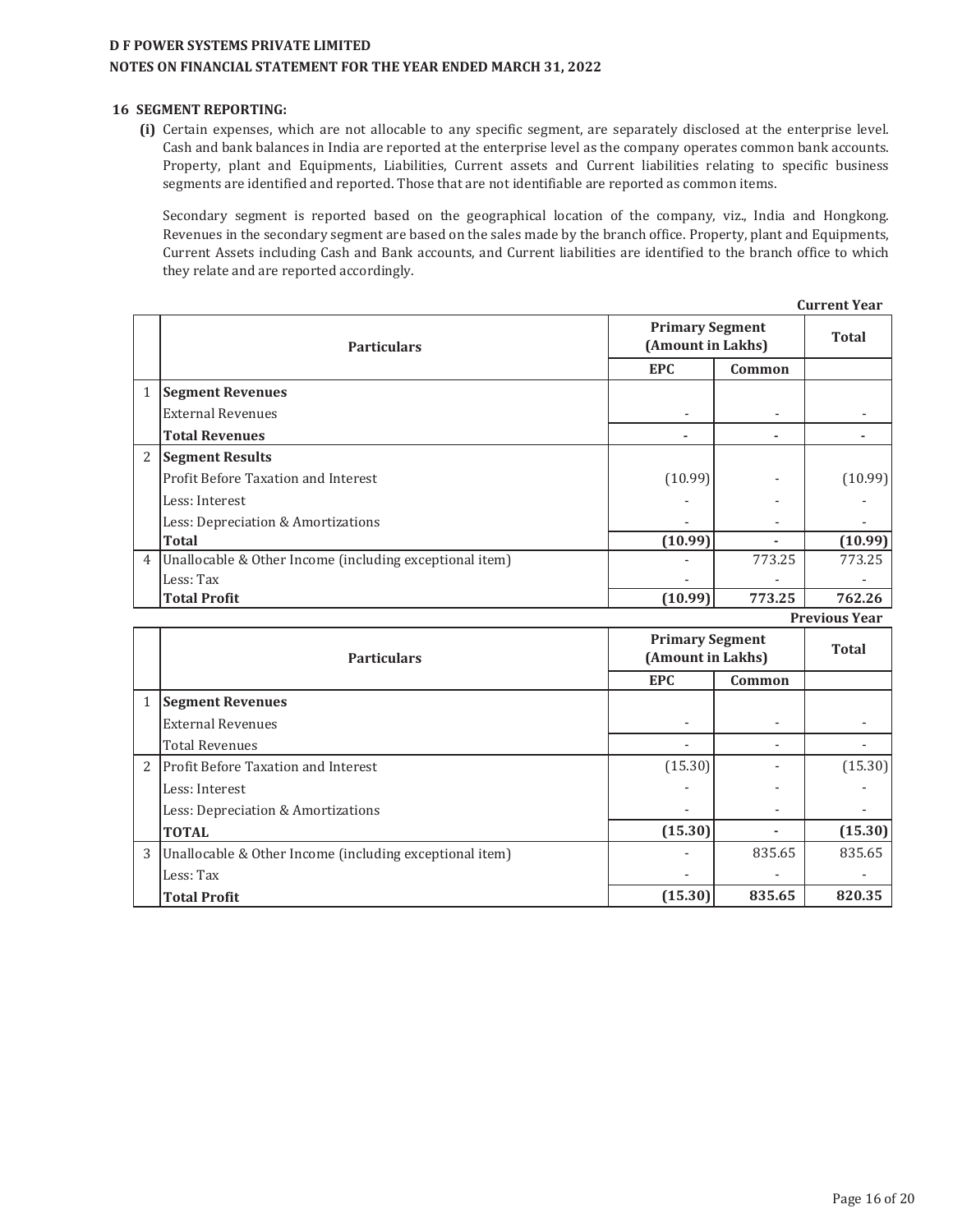**D F POWER SYSTEMS PRIVATE LIMITED**

**NOTES ON FINANCIAL STATEMENT FOR THE YEAR ENDED MARCH 31, 2022**

**16 SEGMENT REPORTING:**

**(i)** Certain expenses, which are not allocable to any specific segment, are separately disclosed at the enterprise level. Cash and bank balances in India are reported at the enterprise level as the company operates common bank accounts. Property, plant and Equipments, Liabilities, Current assets and Current liabilities relating to specific business segments are identified and reported. Those that are not identifiable are reported as common items.

Secondary segment is reported based on the geographical location of the company, viz., India and Hongkong. Revenues in the secondary segment are based on the sales made by the branch office. Property, plant and Equipments, Current Assets including Cash and Bank accounts, and Current liabilities are identified to the branch office to which they relate and are reported accordingly.

**Current Year**

| | **Particulars** | **Primary Segment (Amount in Lakhs)** | | **Total** |
|---|---|---|---|---|
| | | **EPC** | **Common** | |
| 1 | **Segment Revenues** | | | |
| | External Revenues | - | - | - |
| | **Total Revenues** | **-** | **-** | **-** |
| 2 | **Segment Results** | | | |
| | Profit Before Taxation and Interest | (10.99) | - | (10.99) |
| | Less: Interest | - | - | - |
| | Less: Depreciation & Amortizations | - | - | - |
| | **Total** | **(10.99)** | **-** | **(10.99)** |
| 4 | Unallocable & Other Income (including exceptional item) | - | 773.25 | 773.25 |
| | Less: Tax | - | - | - |
| | **Total Profit** | **(10.99)** | **773.25** | **762.26** |

**Previous Year**

| | **Particulars** | **Primary Segment (Amount in Lakhs)** | | **Total** |
|---|---|---|---|---|
| | | **EPC** | **Common** | |
| 1 | **Segment Revenues** | | | |
| | External Revenues | - | - | - |
| | Total Revenues | - | - | - |
| 2 | Profit Before Taxation and Interest | (15.30) | - | (15.30) |
| | Less: Interest | - | - | - |
| | Less: Depreciation & Amortizations | - | - | - |
| | **TOTAL** | **(15.30)** | **-** | **(15.30)** |
| 3 | Unallocable & Other Income (including exceptional item) | - | 835.65 | 835.65 |
| | Less: Tax | - | - | - |
| | **Total Profit** | **(15.30)** | **835.65** | **820.35** |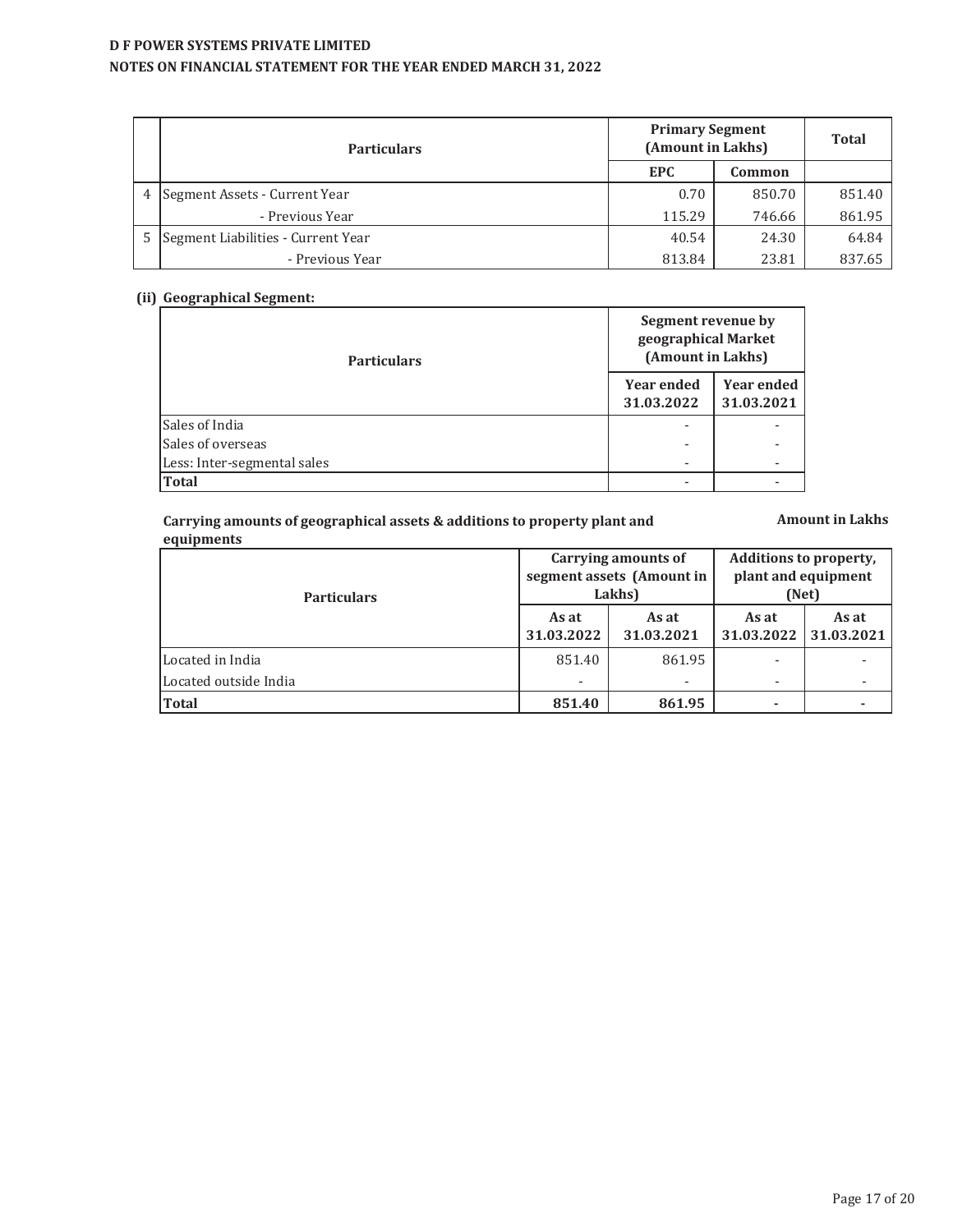| | Particulars | Primary Segment (Amount in Lakhs) | | Total |
|---|---|---|---|---|
| | | EPC | Common | |
| 4 | Segment Assets - Current Year | 0.70 | 850.70 | 851.40 |
| | - Previous Year | 115.29 | 746.66 | 861.95 |
| 5 | Segment Liabilities - Current Year | 40.54 | 24.30 | 64.84 |
| | - Previous Year | 813.84 | 23.81 | 837.65 |

**(ii) Geographical Segment:**

| Particulars | Segment revenue by geographical Market (Amount in Lakhs) | |
|---|---|---|
| | Year ended 31.03.2022 | Year ended 31.03.2021 |
| Sales of India | - | - |
| Sales of overseas | - | - |
| Less: Inter-segmental sales | - | - |
| **Total** | - | - |

**Carrying amounts of geographical assets & additions to property plant and equipments** **Amount in Lakhs**

| Particulars | Carrying amounts of segment assets (Amount in Lakhs) | | Additions to property, plant and equipment (Net) | |
|---|---|---|---|---|
| | As at 31.03.2022 | As at 31.03.2021 | As at 31.03.2022 | As at 31.03.2021 |
| Located in India | 851.40 | 861.95 | - | - |
| Located outside India | - | - | - | - |
| **Total** | **851.40** | **861.95** | **-** | **-** |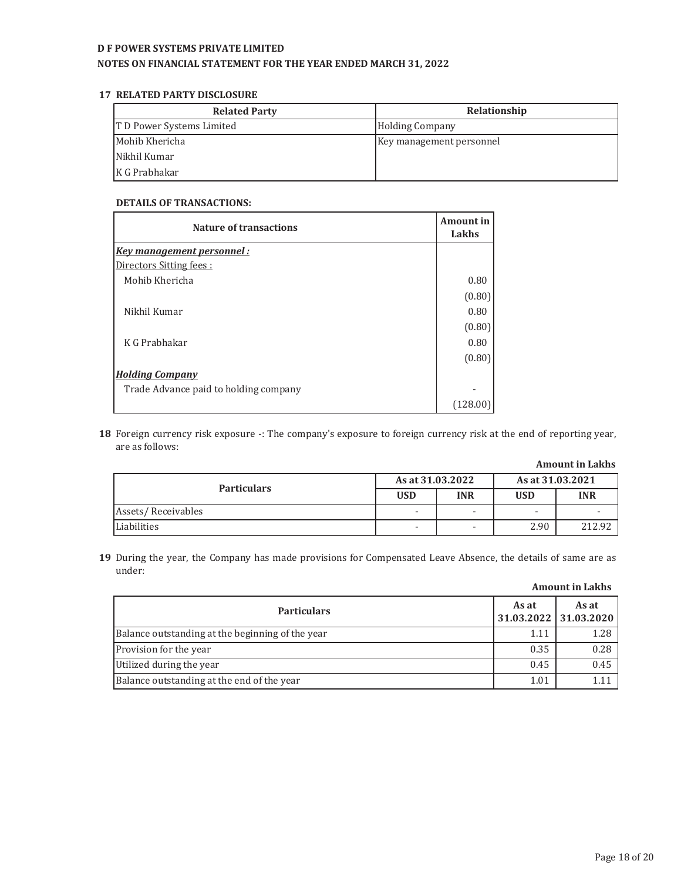**D F POWER SYSTEMS PRIVATE LIMITED**
**NOTES ON FINANCIAL STATEMENT FOR THE YEAR ENDED MARCH 31, 2022**

**17 RELATED PARTY DISCLOSURE**

| Related Party | Relationship |
|---|---|
| T D Power Systems Limited | Holding Company |
| Mohib Khericha | Key management personnel |
| Nikhil Kumar | |
| K G Prabhakar | |

**DETAILS OF TRANSACTIONS:**

| Nature of transactions | Amount in Lakhs |
|---|---|
| ***Key management personnel :*** | |
| Directors Sitting fees : | |
| Mohib Khericha | 0.80 |
| | (0.80) |
| Nikhil Kumar | 0.80 |
| | (0.80) |
| K G Prabhakar | 0.80 |
| | (0.80) |
| ***Holding Company*** | |
| Trade Advance paid to holding company | - |
| | (128.00) |

**18** Foreign currency risk exposure -: The company's exposure to foreign currency risk at the end of reporting year, are as follows:

**Amount in Lakhs**

| Particulars | As at 31.03.2022 | | As at 31.03.2021 | |
|---|---|---|---|---|
| | USD | INR | USD | INR |
| Assets/ Receivables | - | - | - | - |
| Liabilities | - | - | 2.90 | 212.92 |

**19** During the year, the Company has made provisions for Compensated Leave Absence, the details of same are as under:

**Amount in Lakhs**

| Particulars | As at 31.03.2022 | As at 31.03.2020 |
|---|---|---|
| Balance outstanding at the beginning of the year | 1.11 | 1.28 |
| Provision for the year | 0.35 | 0.28 |
| Utilized during the year | 0.45 | 0.45 |
| Balance outstanding at the end of the year | 1.01 | 1.11 |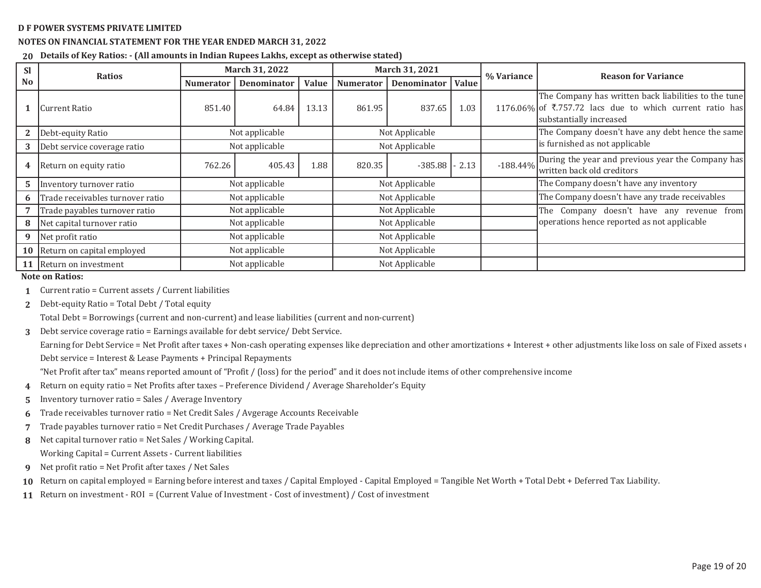**D F POWER SYSTEMS PRIVATE LIMITED**

**NOTES ON FINANCIAL STATEMENT FOR THE YEAR ENDED MARCH 31, 2022**

**20 Details of Key Ratios: - (All amounts in Indian Rupees Lakhs, except as otherwise stated)**

| Sl No | Ratios | March 31, 2022 | | | March 31, 2021 | | | % Variance | Reason for Variance |
|---|---|---|---|---|---|---|---|---|---|
| | | Numerator | Denominator | Value | Numerator | Denominator | Value | | |
| 1 | Current Ratio | 851.40 | 64.84 | 13.13 | 861.95 | 837.65 | 1.03 | 1176.06% | The Company has written back liabilities to the tune of ₹.757.72 lacs due to which current ratio has substantially increased |
| 2 | Debt-equity Ratio | Not applicable | | | Not Applicable | | | | The Company doesn't have any debt hence the same is furnished as not applicable |
| 3 | Debt service coverage ratio | Not applicable | | | Not Applicable | | | | |
| 4 | Return on equity ratio | 762.26 | 405.43 | 1.88 | 820.35 | -385.88 | - 2.13 | -188.44% | During the year and previous year the Company has written back old creditors |
| 5 | Inventory turnover ratio | Not applicable | | | Not Applicable | | | | The Company doesn't have any inventory |
| 6 | Trade receivables turnover ratio | Not applicable | | | Not Applicable | | | | The Company doesn't have any trade receivables |
| 7 | Trade payables turnover ratio | Not applicable | | | Not Applicable | | | | The Company doesn't have any revenue from operations hence reported as not applicable |
| 8 | Net capital turnover ratio | Not applicable | | | Not Applicable | | | | |
| 9 | Net profit ratio | Not applicable | | | Not Applicable | | | | |
| 10 | Return on capital employed | Not applicable | | | Not Applicable | | | | |
| 11 | Return on investment | Not applicable | | | Not Applicable | | | | |

**Note on Ratios:**

1. Current ratio = Current assets / Current liabilities
2. Debt-equity Ratio = Total Debt / Total equity
   Total Debt = Borrowings (current and non-current) and lease liabilities (current and non-current)
3. Debt service coverage ratio = Earnings available for debt service/ Debt Service.
   Earning for Debt Service = Net Profit after taxes + Non-cash operating expenses like depreciation and other amortizations + Interest + other adjustments like loss on sale of Fixed assets
   Debt service = Interest & Lease Payments + Principal Repayments
   "Net Profit after tax" means reported amount of "Profit / (loss) for the period" and it does not include items of other comprehensive income
4. Return on equity ratio = Net Profits after taxes – Preference Dividend / Average Shareholder's Equity
5. Inventory turnover ratio = Sales / Average Inventory
6. Trade receivables turnover ratio = Net Credit Sales / Avgerage Accounts Receivable
7. Trade payables turnover ratio = Net Credit Purchases / Average Trade Payables
8. Net capital turnover ratio = Net Sales / Working Capital.
   Working Capital = Current Assets - Current liabilities
9. Net profit ratio = Net Profit after taxes / Net Sales
10. Return on capital employed = Earning before interest and taxes / Capital Employed - Capital Employed = Tangible Net Worth + Total Debt + Deferred Tax Liability.
11. Return on investment - ROI = (Current Value of Investment - Cost of investment) / Cost of investment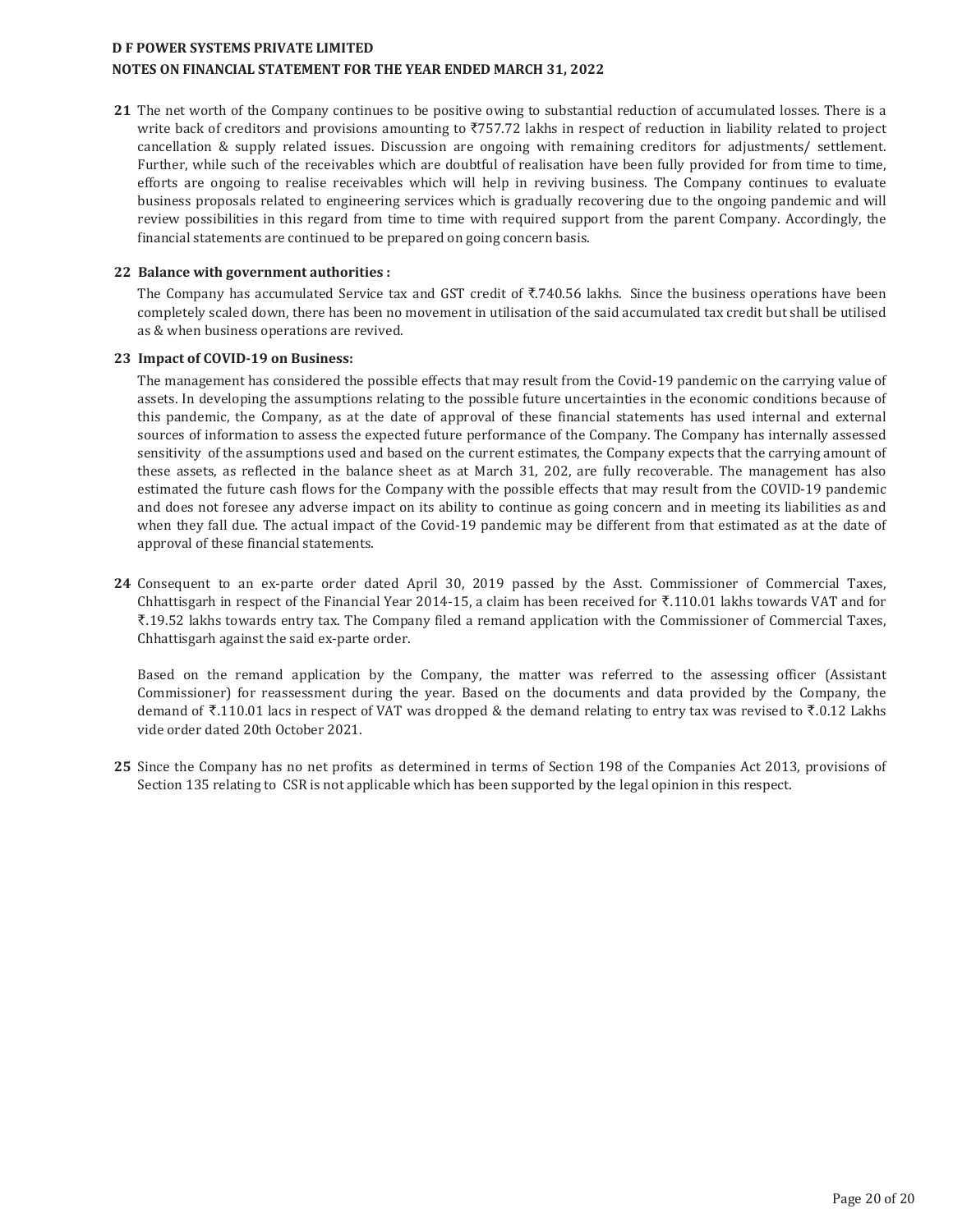**D F POWER SYSTEMS PRIVATE LIMITED**
**NOTES ON FINANCIAL STATEMENT FOR THE YEAR ENDED MARCH 31, 2022**

**21** The net worth of the Company continues to be positive owing to substantial reduction of accumulated losses. There is a write back of creditors and provisions amounting to ₹757.72 lakhs in respect of reduction in liability related to project cancellation & supply related issues. Discussion are ongoing with remaining creditors for adjustments/ settlement. Further, while such of the receivables which are doubtful of realisation have been fully provided for from time to time, efforts are ongoing to realise receivables which will help in reviving business. The Company continues to evaluate business proposals related to engineering services which is gradually recovering due to the ongoing pandemic and will review possibilities in this regard from time to time with required support from the parent Company. Accordingly, the financial statements are continued to be prepared on going concern basis.

**22 Balance with government authorities :**

The Company has accumulated Service tax and GST credit of ₹.740.56 lakhs. Since the business operations have been completely scaled down, there has been no movement in utilisation of the said accumulated tax credit but shall be utilised as & when business operations are revived.

**23 Impact of COVID-19 on Business:**

The management has considered the possible effects that may result from the Covid-19 pandemic on the carrying value of assets. In developing the assumptions relating to the possible future uncertainties in the economic conditions because of this pandemic, the Company, as at the date of approval of these financial statements has used internal and external sources of information to assess the expected future performance of the Company. The Company has internally assessed sensitivity of the assumptions used and based on the current estimates, the Company expects that the carrying amount of these assets, as reflected in the balance sheet as at March 31, 202, are fully recoverable. The management has also estimated the future cash flows for the Company with the possible effects that may result from the COVID-19 pandemic and does not foresee any adverse impact on its ability to continue as going concern and in meeting its liabilities as and when they fall due. The actual impact of the Covid-19 pandemic may be different from that estimated as at the date of approval of these financial statements.

**24** Consequent to an ex-parte order dated April 30, 2019 passed by the Asst. Commissioner of Commercial Taxes, Chhattisgarh in respect of the Financial Year 2014-15, a claim has been received for ₹.110.01 lakhs towards VAT and for ₹.19.52 lakhs towards entry tax. The Company filed a remand application with the Commissioner of Commercial Taxes, Chhattisgarh against the said ex-parte order.

Based on the remand application by the Company, the matter was referred to the assessing officer (Assistant Commissioner) for reassessment during the year. Based on the documents and data provided by the Company, the demand of ₹.110.01 lacs in respect of VAT was dropped & the demand relating to entry tax was revised to ₹.0.12 Lakhs vide order dated 20th October 2021.

**25** Since the Company has no net profits as determined in terms of Section 198 of the Companies Act 2013, provisions of Section 135 relating to CSR is not applicable which has been supported by the legal opinion in this respect.